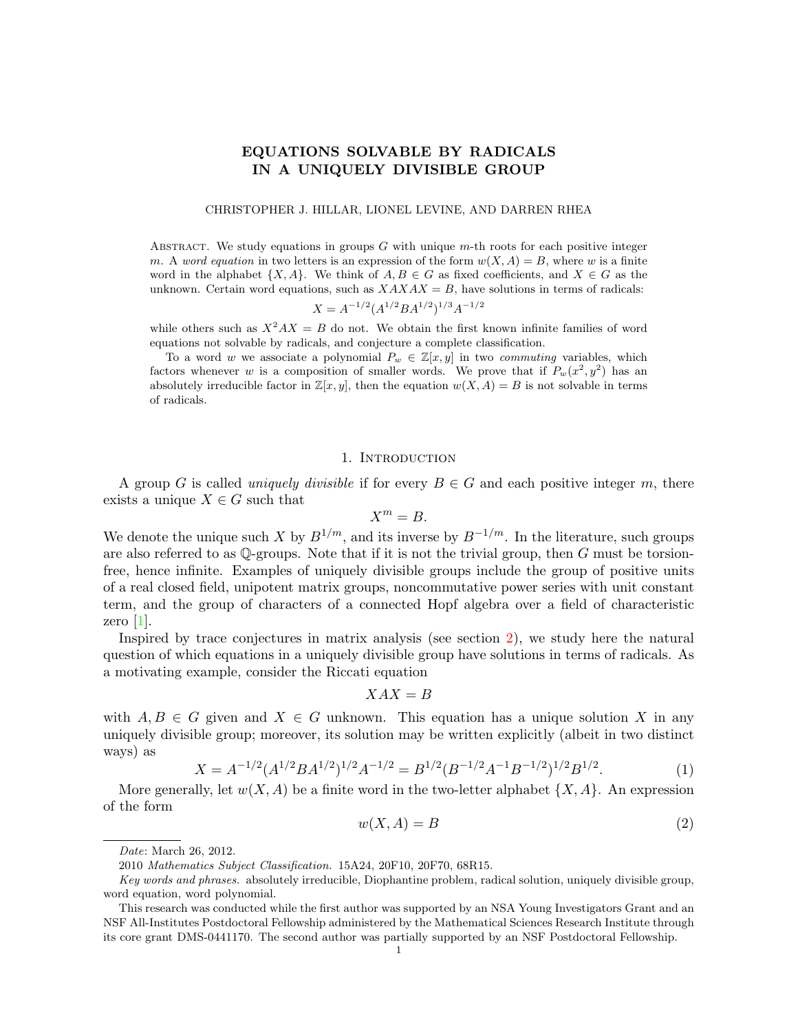# EQUATIONS SOLVABLE BY RADICALS IN A UNIQUELY DIVISIBLE GROUP

CHRISTOPHER J. HILLAR, LIONEL LEVINE, AND DARREN RHEA

Abstract. We study equations in groups $G$ with unique $m$-th roots for each positive integer $m$. A *word equation* in two letters is an expression of the form $w(X, A) = B$, where $w$ is a finite word in the alphabet $\{X, A\}$. We think of $A, B \in G$ as fixed coefficients, and $X \in G$ as the unknown. Certain word equations, such as $XAXAX = B$, have solutions in terms of radicals:

$$X = A^{-1/2}(A^{1/2}BA^{1/2})^{1/3}A^{-1/2}$$

while others such as $X^2AX = B$ do not. We obtain the first known infinite families of word equations not solvable by radicals, and conjecture a complete classification.

To a word $w$ we associate a polynomial $P_w \in \mathbb{Z}[x, y]$ in two *commuting* variables, which factors whenever $w$ is a composition of smaller words. We prove that if $P_w(x^2, y^2)$ has an absolutely irreducible factor in $\mathbb{Z}[x, y]$, then the equation $w(X, A) = B$ is not solvable in terms of radicals.

## 1. Introduction

A group $G$ is called *uniquely divisible* if for every $B \in G$ and each positive integer $m$, there exists a unique $X \in G$ such that

$$X^m = B.$$

We denote the unique such $X$ by $B^{1/m}$, and its inverse by $B^{-1/m}$. In the literature, such groups are also referred to as $\mathbb{Q}$-groups. Note that if it is not the trivial group, then $G$ must be torsion-free, hence infinite. Examples of uniquely divisible groups include the group of positive units of a real closed field, unipotent matrix groups, noncommutative power series with unit constant term, and the group of characters of a connected Hopf algebra over a field of characteristic zero [1].

Inspired by trace conjectures in matrix analysis (see section 2), we study here the natural question of which equations in a uniquely divisible group have solutions in terms of radicals. As a motivating example, consider the Riccati equation

$$XAX = B$$

with $A, B \in G$ given and $X \in G$ unknown. This equation has a unique solution $X$ in any uniquely divisible group; moreover, its solution may be written explicitly (albeit in two distinct ways) as

$$X = A^{-1/2}(A^{1/2}BA^{1/2})^{1/2}A^{-1/2} = B^{1/2}(B^{-1/2}A^{-1}B^{-1/2})^{1/2}B^{1/2}. \tag{1}$$

More generally, let $w(X, A)$ be a finite word in the two-letter alphabet $\{X, A\}$. An expression of the form

$$w(X, A) = B \tag{2}$$

*Date*: March 26, 2012.

2010 *Mathematics Subject Classification.* 15A24, 20F10, 20F70, 68R15.

*Key words and phrases.* absolutely irreducible, Diophantine problem, radical solution, uniquely divisible group, word equation, word polynomial.

This research was conducted while the first author was supported by an NSA Young Investigators Grant and an NSF All-Institutes Postdoctoral Fellowship administered by the Mathematical Sciences Research Institute through its core grant DMS-0441170. The second author was partially supported by an NSF Postdoctoral Fellowship.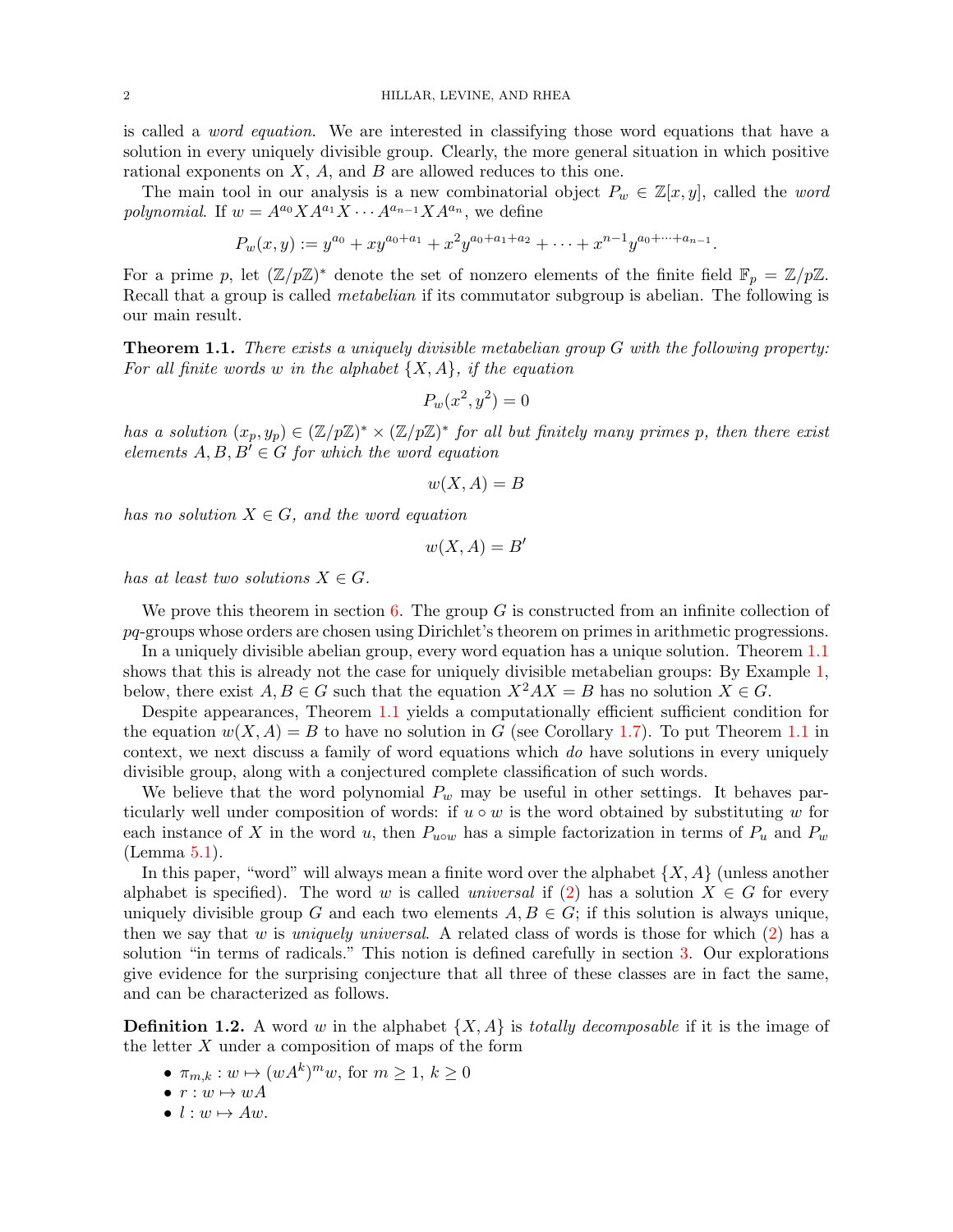is called a *word equation*. We are interested in classifying those word equations that have a solution in every uniquely divisible group. Clearly, the more general situation in which positive rational exponents on $X$, $A$, and $B$ are allowed reduces to this one.

The main tool in our analysis is a new combinatorial object $P_w \in \mathbb{Z}[x, y]$, called the *word polynomial*. If $w = A^{a_0}XA^{a_1}X \cdots A^{a_{n-1}}XA^{a_n}$, we define

$$P_w(x, y) := y^{a_0} + xy^{a_0+a_1} + x^2y^{a_0+a_1+a_2} + \cdots + x^{n-1}y^{a_0+\cdots+a_{n-1}}.$$

For a prime $p$, let $(\mathbb{Z}/p\mathbb{Z})^*$ denote the set of nonzero elements of the finite field $\mathbb{F}_p = \mathbb{Z}/p\mathbb{Z}$. Recall that a group is called *metabelian* if its commutator subgroup is abelian. The following is our main result.

**Theorem 1.1.** *There exists a uniquely divisible metabelian group $G$ with the following property: For all finite words $w$ in the alphabet $\{X, A\}$, if the equation*

$$P_w(x^2, y^2) = 0$$

*has a solution $(x_p, y_p) \in (\mathbb{Z}/p\mathbb{Z})^* \times (\mathbb{Z}/p\mathbb{Z})^*$ for all but finitely many primes $p$, then there exist elements $A, B, B' \in G$ for which the word equation*

$$w(X, A) = B$$

*has no solution $X \in G$, and the word equation*

$$w(X, A) = B'$$

*has at least two solutions $X \in G$.*

We prove this theorem in section 6. The group $G$ is constructed from an infinite collection of $pq$-groups whose orders are chosen using Dirichlet's theorem on primes in arithmetic progressions.

In a uniquely divisible abelian group, every word equation has a unique solution. Theorem 1.1 shows that this is already not the case for uniquely divisible metabelian groups: By Example 1, below, there exist $A, B \in G$ such that the equation $X^2AX = B$ has no solution $X \in G$.

Despite appearances, Theorem 1.1 yields a computationally efficient sufficient condition for the equation $w(X, A) = B$ to have no solution in $G$ (see Corollary 1.7). To put Theorem 1.1 in context, we next discuss a family of word equations which *do* have solutions in every uniquely divisible group, along with a conjectured complete classification of such words.

We believe that the word polynomial $P_w$ may be useful in other settings. It behaves particularly well under composition of words: if $u \circ w$ is the word obtained by substituting $w$ for each instance of $X$ in the word $u$, then $P_{u \circ w}$ has a simple factorization in terms of $P_u$ and $P_w$ (Lemma 5.1).

In this paper, "word" will always mean a finite word over the alphabet $\{X, A\}$ (unless another alphabet is specified). The word $w$ is called *universal* if (2) has a solution $X \in G$ for every uniquely divisible group $G$ and each two elements $A, B \in G$; if this solution is always unique, then we say that $w$ is *uniquely universal*. A related class of words is those for which (2) has a solution "in terms of radicals." This notion is defined carefully in section 3. Our explorations give evidence for the surprising conjecture that all three of these classes are in fact the same, and can be characterized as follows.

**Definition 1.2.** A word $w$ in the alphabet $\{X, A\}$ is *totally decomposable* if it is the image of the letter $X$ under a composition of maps of the form

- $\pi_{m,k} : w \mapsto (wA^k)^m w$, for $m \geq 1$, $k \geq 0$
- $r : w \mapsto wA$
- $l : w \mapsto Aw$.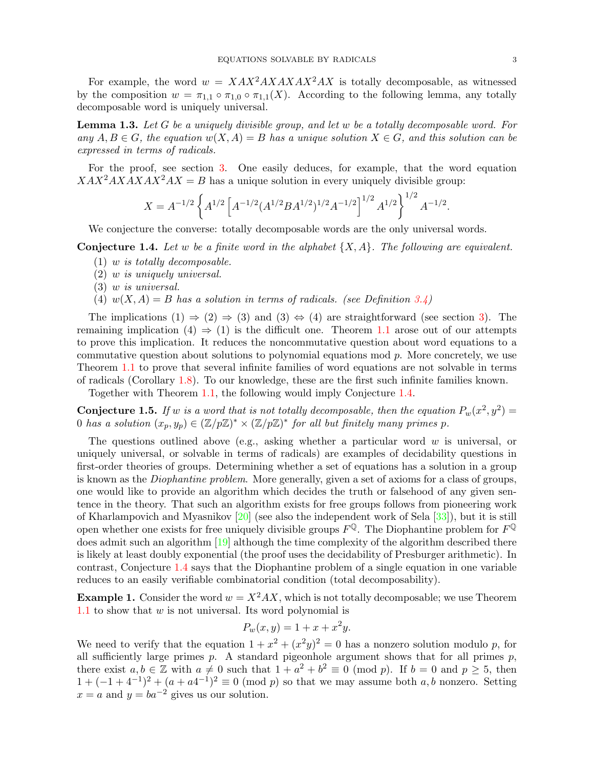For example, the word $w = XAX^2AXAXAX^2AX$ is totally decomposable, as witnessed by the composition $w = \pi_{1,1} \circ \pi_{1,0} \circ \pi_{1,1}(X)$. According to the following lemma, any totally decomposable word is uniquely universal.

**Lemma 1.3.** *Let $G$ be a uniquely divisible group, and let $w$ be a totally decomposable word. For any $A, B \in G$, the equation $w(X, A) = B$ has a unique solution $X \in G$, and this solution can be expressed in terms of radicals.*

For the proof, see section 3. One easily deduces, for example, that the word equation $XAX^2AXAXAX^2AX = B$ has a unique solution in every uniquely divisible group:

$$X = A^{-1/2}\left\{A^{1/2}\left[A^{-1/2}(A^{1/2}BA^{1/2})^{1/2}A^{-1/2}\right]^{1/2}A^{1/2}\right\}^{1/2}A^{-1/2}.$$

We conjecture the converse: totally decomposable words are the only universal words.

**Conjecture 1.4.** *Let $w$ be a finite word in the alphabet $\{X, A\}$. The following are equivalent.*

1. *$w$ is totally decomposable.*
2. *$w$ is uniquely universal.*
3. *$w$ is universal.*
4. *$w(X, A) = B$ has a solution in terms of radicals. (see Definition 3.4)*

The implications (1) ⇒ (2) ⇒ (3) and (3) ⇔ (4) are straightforward (see section 3). The remaining implication (4) ⇒ (1) is the difficult one. Theorem 1.1 arose out of our attempts to prove this implication. It reduces the noncommutative question about word equations to a commutative question about solutions to polynomial equations mod $p$. More concretely, we use Theorem 1.1 to prove that several infinite families of word equations are not solvable in terms of radicals (Corollary 1.8). To our knowledge, these are the first such infinite families known.

Together with Theorem 1.1, the following would imply Conjecture 1.4.

**Conjecture 1.5.** *If $w$ is a word that is not totally decomposable, then the equation $P_w(x^2, y^2) = 0$ has a solution $(x_p, y_p) \in (\mathbb{Z}/p\mathbb{Z})^* \times (\mathbb{Z}/p\mathbb{Z})^*$ for all but finitely many primes $p$.*

The questions outlined above (e.g., asking whether a particular word $w$ is universal, or uniquely universal, or solvable in terms of radicals) are examples of decidability questions in first-order theories of groups. Determining whether a set of equations has a solution in a group is known as the *Diophantine problem*. More generally, given a set of axioms for a class of groups, one would like to provide an algorithm which decides the truth or falsehood of any given sentence in the theory. That such an algorithm exists for free groups follows from pioneering work of Kharlampovich and Myasnikov [20] (see also the independent work of Sela [33]), but it is still open whether one exists for free uniquely divisible groups $F^{\mathbb{Q}}$. The Diophantine problem for $F^{\mathbb{Q}}$ does admit such an algorithm [19] although the time complexity of the algorithm described there is likely at least doubly exponential (the proof uses the decidability of Presburger arithmetic). In contrast, Conjecture 1.4 says that the Diophantine problem of a single equation in one variable reduces to an easily verifiable combinatorial condition (total decomposability).

**Example 1.** Consider the word $w = X^2AX$, which is not totally decomposable; we use Theorem 1.1 to show that $w$ is not universal. Its word polynomial is

$$P_w(x, y) = 1 + x + x^2y.$$

We need to verify that the equation $1 + x^2 + (x^2y)^2 = 0$ has a nonzero solution modulo $p$, for all sufficiently large primes $p$. A standard pigeonhole argument shows that for all primes $p$, there exist $a, b \in \mathbb{Z}$ with $a \neq 0$ such that $1 + a^2 + b^2 \equiv 0 \pmod p$. If $b = 0$ and $p \geq 5$, then $1 + (-1 + 4^{-1})^2 + (a + a4^{-1})^2 \equiv 0 \pmod p$ so that we may assume both $a, b$ nonzero. Setting $x = a$ and $y = ba^{-2}$ gives us our solution.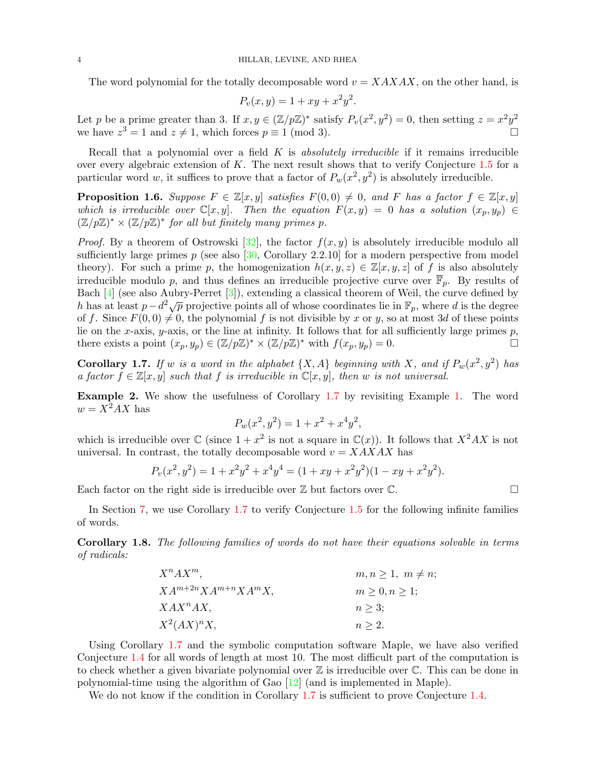The word polynomial for the totally decomposable word $v = XAXAX$, on the other hand, is

$$P_v(x, y) = 1 + xy + x^2y^2.$$

Let $p$ be a prime greater than 3. If $x, y \in (\mathbb{Z}/p\mathbb{Z})^*$ satisfy $P_v(x^2, y^2) = 0$, then setting $z = x^2y^2$ we have $z^3 = 1$ and $z \neq 1$, which forces $p \equiv 1 \pmod 3$. □

Recall that a polynomial over a field $K$ is *absolutely irreducible* if it remains irreducible over every algebraic extension of $K$. The next result shows that to verify Conjecture 1.5 for a particular word $w$, it suffices to prove that a factor of $P_w(x^2, y^2)$ is absolutely irreducible.

**Proposition 1.6.** *Suppose $F \in \mathbb{Z}[x, y]$ satisfies $F(0, 0) \neq 0$, and $F$ has a factor $f \in \mathbb{Z}[x, y]$ which is irreducible over $\mathbb{C}[x, y]$. Then the equation $F(x, y) = 0$ has a solution $(x_p, y_p) \in (\mathbb{Z}/p\mathbb{Z})^* \times (\mathbb{Z}/p\mathbb{Z})^*$ for all but finitely many primes $p$.*

*Proof.* By a theorem of Ostrowski [32], the factor $f(x, y)$ is absolutely irreducible modulo all sufficiently large primes $p$ (see also [30, Corollary 2.2.10] for a modern perspective from model theory). For such a prime $p$, the homogenization $h(x, y, z) \in \mathbb{Z}[x, y, z]$ of $f$ is also absolutely irreducible modulo $p$, and thus defines an irreducible projective curve over $\overline{\mathbb{F}}_p$. By results of Bach [4] (see also Aubry-Perret [3]), extending a classical theorem of Weil, the curve defined by $h$ has at least $p - d^2\sqrt{p}$ projective points all of whose coordinates lie in $\mathbb{F}_p$, where $d$ is the degree of $f$. Since $F(0, 0) \neq 0$, the polynomial $f$ is not divisible by $x$ or $y$, so at most $3d$ of these points lie on the $x$-axis, $y$-axis, or the line at infinity. It follows that for all sufficiently large primes $p$, there exists a point $(x_p, y_p) \in (\mathbb{Z}/p\mathbb{Z})^* \times (\mathbb{Z}/p\mathbb{Z})^*$ with $f(x_p, y_p) = 0$. □

**Corollary 1.7.** *If $w$ is a word in the alphabet $\{X, A\}$ beginning with $X$, and if $P_w(x^2, y^2)$ has a factor $f \in \mathbb{Z}[x, y]$ such that $f$ is irreducible in $\mathbb{C}[x, y]$, then $w$ is not universal.*

**Example 2.** We show the usefulness of Corollary 1.7 by revisiting Example 1. The word $w = X^2AX$ has

$$P_w(x^2, y^2) = 1 + x^2 + x^4y^2,$$

which is irreducible over $\mathbb{C}$ (since $1 + x^2$ is not a square in $\mathbb{C}(x)$). It follows that $X^2AX$ is not universal. In contrast, the totally decomposable word $v = XAXAX$ has

$$P_v(x^2, y^2) = 1 + x^2y^2 + x^4y^4 = (1 + xy + x^2y^2)(1 - xy + x^2y^2).$$

Each factor on the right side is irreducible over $\mathbb{Z}$ but factors over $\mathbb{C}$. □

In Section 7, we use Corollary 1.7 to verify Conjecture 1.5 for the following infinite families of words.

**Corollary 1.8.** *The following families of words do not have their equations solvable in terms of radicals:*

| | |
|---|---|
| $X^nAX^m$, | $m, n \geq 1,\ m \neq n$; |
| $XA^{m+2n}XA^{m+n}XA^mX$, | $m \geq 0, n \geq 1$; |
| $XAX^nAX$, | $n \geq 3$; |
| $X^2(AX)^nX$, | $n \geq 2$. |

Using Corollary 1.7 and the symbolic computation software Maple, we have also verified Conjecture 1.4 for all words of length at most 10. The most difficult part of the computation is to check whether a given bivariate polynomial over $\mathbb{Z}$ is irreducible over $\mathbb{C}$. This can be done in polynomial-time using the algorithm of Gao [12] (and is implemented in Maple).

We do not know if the condition in Corollary 1.7 is sufficient to prove Conjecture 1.4.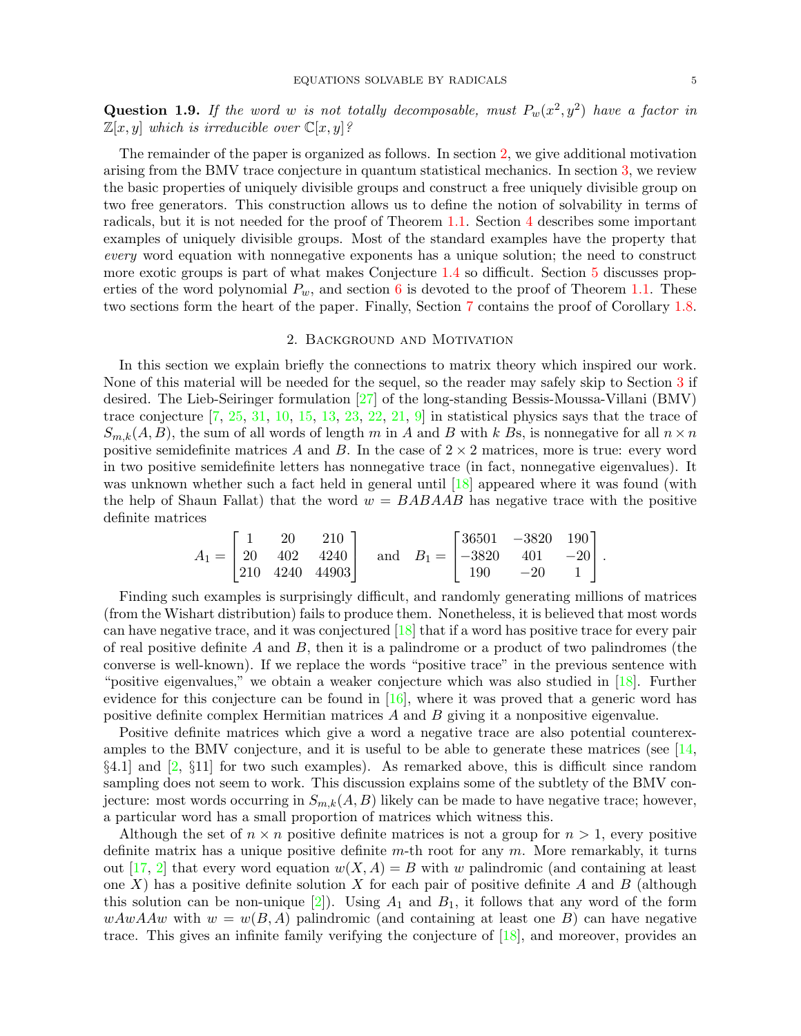**Question 1.9.** *If the word $w$ is not totally decomposable, must $P_w(x^2, y^2)$ have a factor in $\mathbb{Z}[x, y]$ which is irreducible over $\mathbb{C}[x, y]$?*

The remainder of the paper is organized as follows. In section 2, we give additional motivation arising from the BMV trace conjecture in quantum statistical mechanics. In section 3, we review the basic properties of uniquely divisible groups and construct a free uniquely divisible group on two free generators. This construction allows us to define the notion of solvability in terms of radicals, but it is not needed for the proof of Theorem 1.1. Section 4 describes some important examples of uniquely divisible groups. Most of the standard examples have the property that *every* word equation with nonnegative exponents has a unique solution; the need to construct more exotic groups is part of what makes Conjecture 1.4 so difficult. Section 5 discusses properties of the word polynomial $P_w$, and section 6 is devoted to the proof of Theorem 1.1. These two sections form the heart of the paper. Finally, Section 7 contains the proof of Corollary 1.8.

## 2. Background and Motivation

In this section we explain briefly the connections to matrix theory which inspired our work. None of this material will be needed for the sequel, so the reader may safely skip to Section 3 if desired. The Lieb-Seiringer formulation [27] of the long-standing Bessis-Moussa-Villani (BMV) trace conjecture [7, 25, 31, 10, 15, 13, 23, 22, 21, 9] in statistical physics says that the trace of $S_{m,k}(A, B)$, the sum of all words of length $m$ in $A$ and $B$ with $k$ $B$s, is nonnegative for all $n \times n$ positive semidefinite matrices $A$ and $B$. In the case of $2 \times 2$ matrices, more is true: every word in two positive semidefinite letters has nonnegative trace (in fact, nonnegative eigenvalues). It was unknown whether such a fact held in general until [18] appeared where it was found (with the help of Shaun Fallat) that the word $w = BABAAB$ has negative trace with the positive definite matrices

$$A_1 = \begin{bmatrix} 1 & 20 & 210 \\ 20 & 402 & 4240 \\ 210 & 4240 & 44903 \end{bmatrix} \quad \text{and} \quad B_1 = \begin{bmatrix} 36501 & -3820 & 190 \\ -3820 & 401 & -20 \\ 190 & -20 & 1 \end{bmatrix}.$$

Finding such examples is surprisingly difficult, and randomly generating millions of matrices (from the Wishart distribution) fails to produce them. Nonetheless, it is believed that most words can have negative trace, and it was conjectured [18] that if a word has positive trace for every pair of real positive definite $A$ and $B$, then it is a palindrome or a product of two palindromes (the converse is well-known). If we replace the words "positive trace" in the previous sentence with "positive eigenvalues," we obtain a weaker conjecture which was also studied in [18]. Further evidence for this conjecture can be found in [16], where it was proved that a generic word has positive definite complex Hermitian matrices $A$ and $B$ giving it a nonpositive eigenvalue.

Positive definite matrices which give a word a negative trace are also potential counterexamples to the BMV conjecture, and it is useful to be able to generate these matrices (see [14, §4.1] and [2, §11] for two such examples). As remarked above, this is difficult since random sampling does not seem to work. This discussion explains some of the subtlety of the BMV conjecture: most words occurring in $S_{m,k}(A, B)$ likely can be made to have negative trace; however, a particular word has a small proportion of matrices which witness this.

Although the set of $n \times n$ positive definite matrices is not a group for $n > 1$, every positive definite matrix has a unique positive definite $m$-th root for any $m$. More remarkably, it turns out [17, 2] that every word equation $w(X, A) = B$ with $w$ palindromic (and containing at least one $X$) has a positive definite solution $X$ for each pair of positive definite $A$ and $B$ (although this solution can be non-unique [2]). Using $A_1$ and $B_1$, it follows that any word of the form $wAwAAw$ with $w = w(B, A)$ palindromic (and containing at least one $B$) can have negative trace. This gives an infinite family verifying the conjecture of [18], and moreover, provides an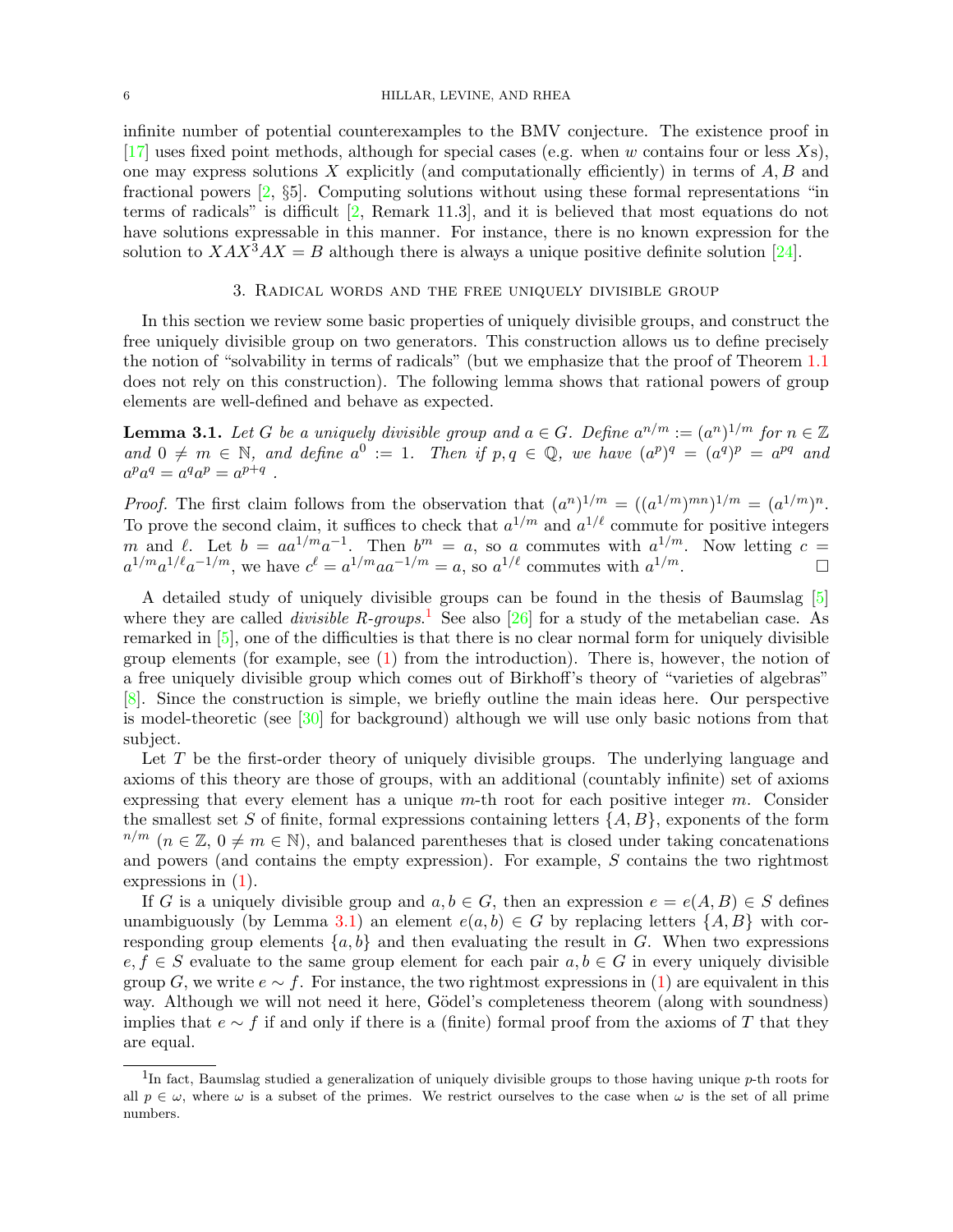infinite number of potential counterexamples to the BMV conjecture. The existence proof in [17] uses fixed point methods, although for special cases (e.g. when $w$ contains four or less $X$s), one may express solutions $X$ explicitly (and computationally efficiently) in terms of $A, B$ and fractional powers [2, §5]. Computing solutions without using these formal representations "in terms of radicals" is difficult [2, Remark 11.3], and it is believed that most equations do not have solutions expressable in this manner. For instance, there is no known expression for the solution to $XAX^3AX = B$ although there is always a unique positive definite solution [24].

## 3. Radical words and the free uniquely divisible group

In this section we review some basic properties of uniquely divisible groups, and construct the free uniquely divisible group on two generators. This construction allows us to define precisely the notion of "solvability in terms of radicals" (but we emphasize that the proof of Theorem 1.1 does not rely on this construction). The following lemma shows that rational powers of group elements are well-defined and behave as expected.

**Lemma 3.1.** *Let $G$ be a uniquely divisible group and $a \in G$. Define $a^{n/m} := (a^n)^{1/m}$ for $n \in \mathbb{Z}$ and $0 \neq m \in \mathbb{N}$, and define $a^0 := 1$. Then if $p, q \in \mathbb{Q}$, we have $(a^p)^q = (a^q)^p = a^{pq}$ and $a^p a^q = a^q a^p = a^{p+q}$ .*

*Proof.* The first claim follows from the observation that $(a^n)^{1/m} = ((a^{1/m})^{mn})^{1/m} = (a^{1/m})^n$. To prove the second claim, it suffices to check that $a^{1/m}$ and $a^{1/\ell}$ commute for positive integers $m$ and $\ell$. Let $b = aa^{1/m}a^{-1}$. Then $b^m = a$, so $a$ commutes with $a^{1/m}$. Now letting $c = a^{1/m}a^{1/\ell}a^{-1/m}$, we have $c^\ell = a^{1/m}aa^{-1/m} = a$, so $a^{1/\ell}$ commutes with $a^{1/m}$. □

A detailed study of uniquely divisible groups can be found in the thesis of Baumslag [5] where they are called *divisible R-groups*.[1] See also [26] for a study of the metabelian case. As remarked in [5], one of the difficulties is that there is no clear normal form for uniquely divisible group elements (for example, see (1) from the introduction). There is, however, the notion of a free uniquely divisible group which comes out of Birkhoff's theory of "varieties of algebras" [8]. Since the construction is simple, we briefly outline the main ideas here. Our perspective is model-theoretic (see [30] for background) although we will use only basic notions from that subject.

Let $T$ be the first-order theory of uniquely divisible groups. The underlying language and axioms of this theory are those of groups, with an additional (countably infinite) set of axioms expressing that every element has a unique $m$-th root for each positive integer $m$. Consider the smallest set $S$ of finite, formal expressions containing letters $\{A, B\}$, exponents of the form $^{n/m}$ ($n \in \mathbb{Z}$, $0 \neq m \in \mathbb{N}$), and balanced parentheses that is closed under taking concatenations and powers (and contains the empty expression). For example, $S$ contains the two rightmost expressions in (1).

If $G$ is a uniquely divisible group and $a, b \in G$, then an expression $e = e(A, B) \in S$ defines unambiguously (by Lemma 3.1) an element $e(a, b) \in G$ by replacing letters $\{A, B\}$ with corresponding group elements $\{a, b\}$ and then evaluating the result in $G$. When two expressions $e, f \in S$ evaluate to the same group element for each pair $a, b \in G$ in every uniquely divisible group $G$, we write $e \sim f$. For instance, the two rightmost expressions in (1) are equivalent in this way. Although we will not need it here, Gödel's completeness theorem (along with soundness) implies that $e \sim f$ if and only if there is a (finite) formal proof from the axioms of $T$ that they are equal.

[1] In fact, Baumslag studied a generalization of uniquely divisible groups to those having unique $p$-th roots for all $p \in \omega$, where $\omega$ is a subset of the primes. We restrict ourselves to the case when $\omega$ is the set of all prime numbers.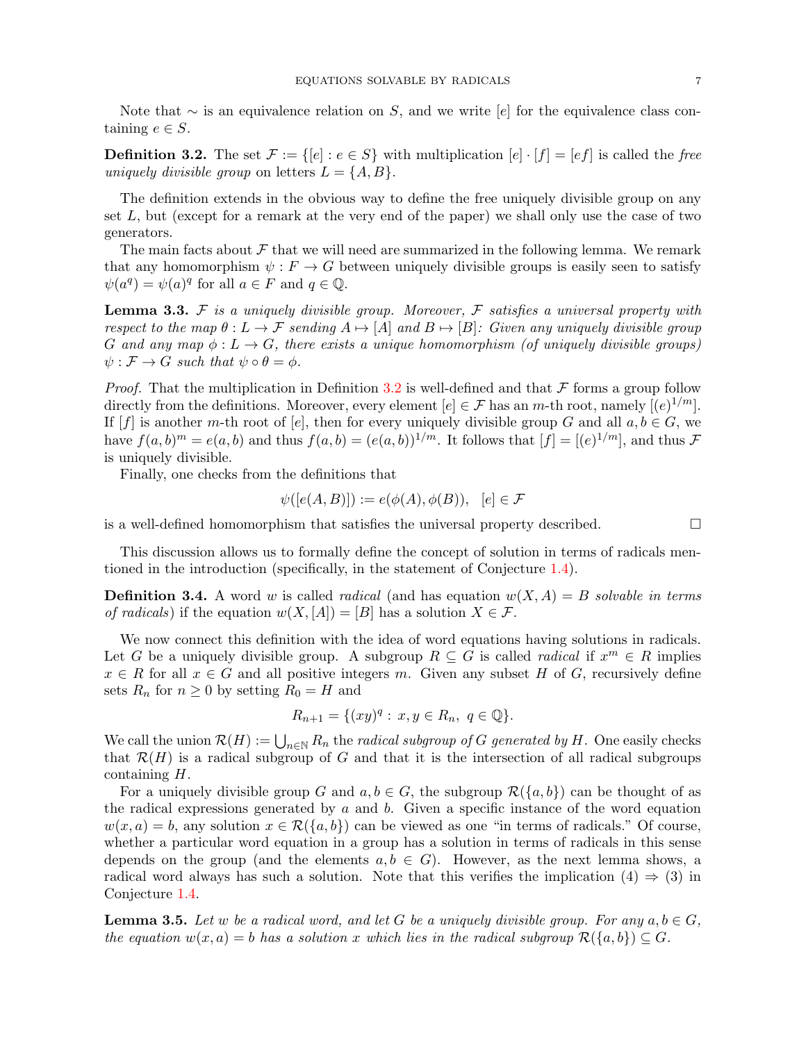Note that $\sim$ is an equivalence relation on $S$, and we write $[e]$ for the equivalence class containing $e \in S$.

**Definition 3.2.** The set $\mathcal{F} := \{[e] : e \in S\}$ with multiplication $[e] \cdot [f] = [ef]$ is called the *free uniquely divisible group* on letters $L = \{A, B\}$.

The definition extends in the obvious way to define the free uniquely divisible group on any set $L$, but (except for a remark at the very end of the paper) we shall only use the case of two generators.

The main facts about $\mathcal{F}$ that we will need are summarized in the following lemma. We remark that any homomorphism $\psi : F \to G$ between uniquely divisible groups is easily seen to satisfy $\psi(a^q) = \psi(a)^q$ for all $a \in F$ and $q \in \mathbb{Q}$.

**Lemma 3.3.** *$\mathcal{F}$ is a uniquely divisible group. Moreover, $\mathcal{F}$ satisfies a universal property with respect to the map $\theta : L \to \mathcal{F}$ sending $A \mapsto [A]$ and $B \mapsto [B]$: Given any uniquely divisible group $G$ and any map $\phi : L \to G$, there exists a unique homomorphism (of uniquely divisible groups) $\psi : \mathcal{F} \to G$ such that $\psi \circ \theta = \phi$.*

*Proof.* That the multiplication in Definition 3.2 is well-defined and that $\mathcal{F}$ forms a group follow directly from the definitions. Moreover, every element $[e] \in \mathcal{F}$ has an $m$-th root, namely $[(e)^{1/m}]$. If $[f]$ is another $m$-th root of $[e]$, then for every uniquely divisible group $G$ and all $a, b \in G$, we have $f(a,b)^m = e(a,b)$ and thus $f(a,b) = (e(a,b))^{1/m}$. It follows that $[f] = [(e)^{1/m}]$, and thus $\mathcal{F}$ is uniquely divisible.

Finally, one checks from the definitions that

$$\psi([e(A,B)]) := e(\phi(A), \phi(B)), \quad [e] \in \mathcal{F}$$

is a well-defined homomorphism that satisfies the universal property described. $\square$

This discussion allows us to formally define the concept of solution in terms of radicals mentioned in the introduction (specifically, in the statement of Conjecture 1.4).

**Definition 3.4.** A word $w$ is called *radical* (and has equation $w(X, A) = B$ *solvable in terms of radicals*) if the equation $w(X, [A]) = [B]$ has a solution $X \in \mathcal{F}$.

We now connect this definition with the idea of word equations having solutions in radicals. Let $G$ be a uniquely divisible group. A subgroup $R \subseteq G$ is called *radical* if $x^m \in R$ implies $x \in R$ for all $x \in G$ and all positive integers $m$. Given any subset $H$ of $G$, recursively define sets $R_n$ for $n \geq 0$ by setting $R_0 = H$ and

$$R_{n+1} = \{(xy)^q : x, y \in R_n, \ q \in \mathbb{Q}\}.$$

We call the union $\mathcal{R}(H) := \bigcup_{n \in \mathbb{N}} R_n$ the *radical subgroup of $G$ generated by $H$*. One easily checks that $\mathcal{R}(H)$ is a radical subgroup of $G$ and that it is the intersection of all radical subgroups containing $H$.

For a uniquely divisible group $G$ and $a, b \in G$, the subgroup $\mathcal{R}(\{a, b\})$ can be thought of as the radical expressions generated by $a$ and $b$. Given a specific instance of the word equation $w(x, a) = b$, any solution $x \in \mathcal{R}(\{a, b\})$ can be viewed as one "in terms of radicals." Of course, whether a particular word equation in a group has a solution in terms of radicals in this sense depends on the group (and the elements $a, b \in G$). However, as the next lemma shows, a radical word always has such a solution. Note that this verifies the implication (4) $\Rightarrow$ (3) in Conjecture 1.4.

**Lemma 3.5.** *Let $w$ be a radical word, and let $G$ be a uniquely divisible group. For any $a, b \in G$, the equation $w(x, a) = b$ has a solution $x$ which lies in the radical subgroup $\mathcal{R}(\{a, b\}) \subseteq G$.*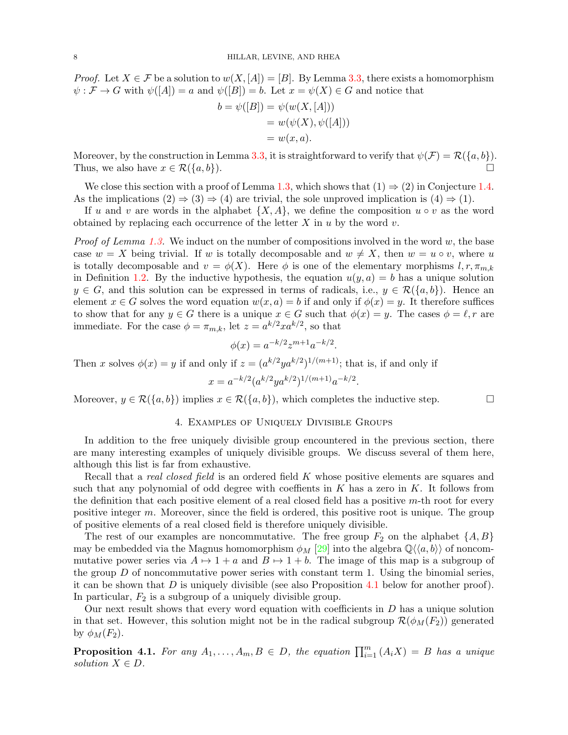*Proof.* Let $X \in \mathcal{F}$ be a solution to $w(X, [A]) = [B]$. By Lemma 3.3, there exists a homomorphism $\psi : \mathcal{F} \to G$ with $\psi([A]) = a$ and $\psi([B]) = b$. Let $x = \psi(X) \in G$ and notice that

$$\begin{aligned} b = \psi([B]) &= \psi(w(X, [A])) \\ &= w(\psi(X), \psi([A])) \\ &= w(x, a). \end{aligned}$$

Moreover, by the construction in Lemma 3.3, it is straightforward to verify that $\psi(\mathcal{F}) = \mathcal{R}(\{a, b\})$. Thus, we also have $x \in \mathcal{R}(\{a, b\})$. □

We close this section with a proof of Lemma 1.3, which shows that (1) ⇒ (2) in Conjecture 1.4. As the implications (2) ⇒ (3) ⇒ (4) are trivial, the sole unproved implication is (4) ⇒ (1).

If $u$ and $v$ are words in the alphabet $\{X, A\}$, we define the composition $u \circ v$ as the word obtained by replacing each occurrence of the letter $X$ in $u$ by the word $v$.

*Proof of Lemma 1.3.* We induct on the number of compositions involved in the word $w$, the base case $w = X$ being trivial. If $w$ is totally decomposable and $w \neq X$, then $w = u \circ v$, where $u$ is totally decomposable and $v = \phi(X)$. Here $\phi$ is one of the elementary morphisms $l, r, \pi_{m,k}$ in Definition 1.2. By the inductive hypothesis, the equation $u(y, a) = b$ has a unique solution $y \in G$, and this solution can be expressed in terms of radicals, i.e., $y \in \mathcal{R}(\{a, b\})$. Hence an element $x \in G$ solves the word equation $w(x, a) = b$ if and only if $\phi(x) = y$. It therefore suffices to show that for any $y \in G$ there is a unique $x \in G$ such that $\phi(x) = y$. The cases $\phi = \ell, r$ are immediate. For the case $\phi = \pi_{m,k}$, let $z = a^{k/2} x a^{k/2}$, so that

$$\phi(x) = a^{-k/2} z^{m+1} a^{-k/2}.$$

Then $x$ solves $\phi(x) = y$ if and only if $z = (a^{k/2} y a^{k/2})^{1/(m+1)}$; that is, if and only if

$$x = a^{-k/2} (a^{k/2} y a^{k/2})^{1/(m+1)} a^{-k/2}.$$

Moreover, $y \in \mathcal{R}(\{a, b\})$ implies $x \in \mathcal{R}(\{a, b\})$, which completes the inductive step. □

## 4. Examples of Uniquely Divisible Groups

In addition to the free uniquely divisible group encountered in the previous section, there are many interesting examples of uniquely divisible groups. We discuss several of them here, although this list is far from exhaustive.

Recall that a *real closed field* is an ordered field $K$ whose positive elements are squares and such that any polynomial of odd degree with coeffients in $K$ has a zero in $K$. It follows from the definition that each positive element of a real closed field has a positive $m$-th root for every positive integer $m$. Moreover, since the field is ordered, this positive root is unique. The group of positive elements of a real closed field is therefore uniquely divisible.

The rest of our examples are noncommutative. The free group $F_2$ on the alphabet $\{A, B\}$ may be embedded via the Magnus homomorphism $\phi_M$ [29] into the algebra $\mathbb{Q}\langle\langle a, b\rangle\rangle$ of noncommutative power series via $A \mapsto 1 + a$ and $B \mapsto 1 + b$. The image of this map is a subgroup of the group $D$ of noncommutative power series with constant term 1. Using the binomial series, it can be shown that $D$ is uniquely divisible (see also Proposition 4.1 below for another proof). In particular, $F_2$ is a subgroup of a uniquely divisible group.

Our next result shows that every word equation with coefficients in $D$ has a unique solution in that set. However, this solution might not be in the radical subgroup $\mathcal{R}(\phi_M(F_2))$ generated by $\phi_M(F_2)$.

**Proposition 4.1.** *For any $A_1, \ldots, A_m, B \in D$, the equation $\prod_{i=1}^{m} (A_i X) = B$ has a unique solution $X \in D$.*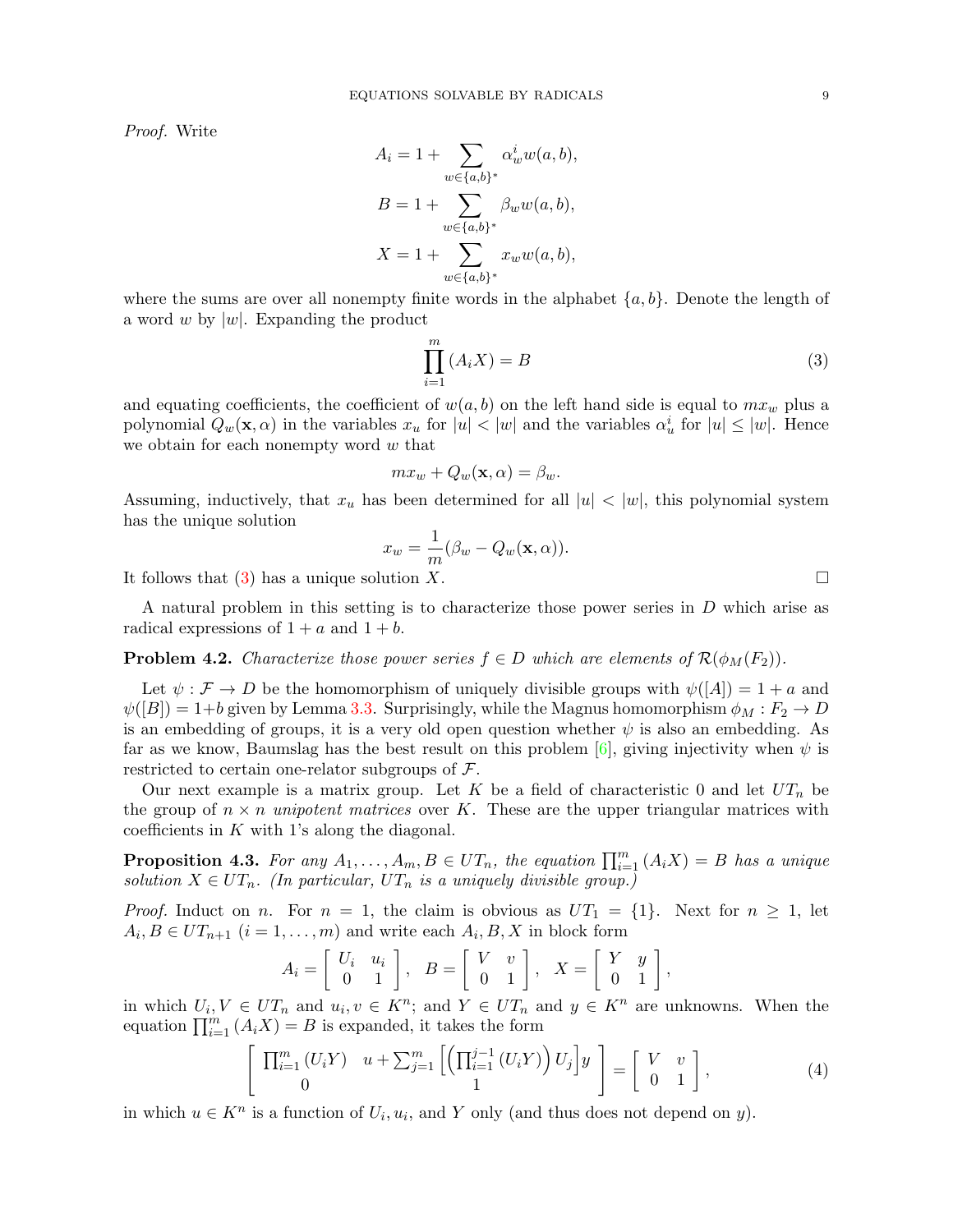*Proof.* Write

$$A_i = 1 + \sum_{w \in \{a,b\}^*} \alpha_w^i w(a,b),$$

$$B = 1 + \sum_{w \in \{a,b\}^*} \beta_w w(a,b),$$

$$X = 1 + \sum_{w \in \{a,b\}^*} x_w w(a,b),$$

where the sums are over all nonempty finite words in the alphabet $\{a, b\}$. Denote the length of a word $w$ by $|w|$. Expanding the product

$$\prod_{i=1}^{m} (A_i X) = B \tag{3}$$

and equating coefficients, the coefficient of $w(a,b)$ on the left hand side is equal to $mx_w$ plus a polynomial $Q_w(\mathbf{x}, \alpha)$ in the variables $x_u$ for $|u| < |w|$ and the variables $\alpha_u^i$ for $|u| \leq |w|$. Hence we obtain for each nonempty word $w$ that

$$mx_w + Q_w(\mathbf{x}, \alpha) = \beta_w.$$

Assuming, inductively, that $x_u$ has been determined for all $|u| < |w|$, this polynomial system has the unique solution

$$x_w = \frac{1}{m}(\beta_w - Q_w(\mathbf{x}, \alpha)).$$

It follows that (3) has a unique solution $X$. $\square$

A natural problem in this setting is to characterize those power series in $D$ which arise as radical expressions of $1 + a$ and $1 + b$.

**Problem 4.2.** *Characterize those power series $f \in D$ which are elements of $\mathcal{R}(\phi_M(F_2))$.*

Let $\psi : \mathcal{F} \to D$ be the homomorphism of uniquely divisible groups with $\psi([A]) = 1 + a$ and $\psi([B]) = 1+b$ given by Lemma 3.3. Surprisingly, while the Magnus homomorphism $\phi_M : F_2 \to D$ is an embedding of groups, it is a very old open question whether $\psi$ is also an embedding. As far as we know, Baumslag has the best result on this problem [6], giving injectivity when $\psi$ is restricted to certain one-relator subgroups of $\mathcal{F}$.

Our next example is a matrix group. Let $K$ be a field of characteristic 0 and let $UT_n$ be the group of $n \times n$ *unipotent matrices* over $K$. These are the upper triangular matrices with coefficients in $K$ with 1's along the diagonal.

**Proposition 4.3.** *For any $A_1, \ldots, A_m, B \in UT_n$, the equation $\prod_{i=1}^{m} (A_i X) = B$ has a unique solution $X \in UT_n$. (In particular, $UT_n$ is a uniquely divisible group.)*

*Proof.* Induct on $n$. For $n = 1$, the claim is obvious as $UT_1 = \{1\}$. Next for $n \geq 1$, let $A_i, B \in UT_{n+1}$ $(i = 1, \ldots, m)$ and write each $A_i, B, X$ in block form

$$A_i = \begin{bmatrix} U_i & u_i \\ 0 & 1 \end{bmatrix}, \quad B = \begin{bmatrix} V & v \\ 0 & 1 \end{bmatrix}, \quad X = \begin{bmatrix} Y & y \\ 0 & 1 \end{bmatrix},$$

in which $U_i, V \in UT_n$ and $u_i, v \in K^n$; and $Y \in UT_n$ and $y \in K^n$ are unknowns. When the equation $\prod_{i=1}^{m} (A_i X) = B$ is expanded, it takes the form

$$\begin{bmatrix} \prod_{i=1}^{m} (U_i Y) & u + \sum_{j=1}^{m} \left[ \left( \prod_{i=1}^{j-1} (U_i Y) \right) U_j \right] y \\ 0 & 1 \end{bmatrix} = \begin{bmatrix} V & v \\ 0 & 1 \end{bmatrix}, \tag{4}$$

in which $u \in K^n$ is a function of $U_i, u_i$, and $Y$ only (and thus does not depend on $y$).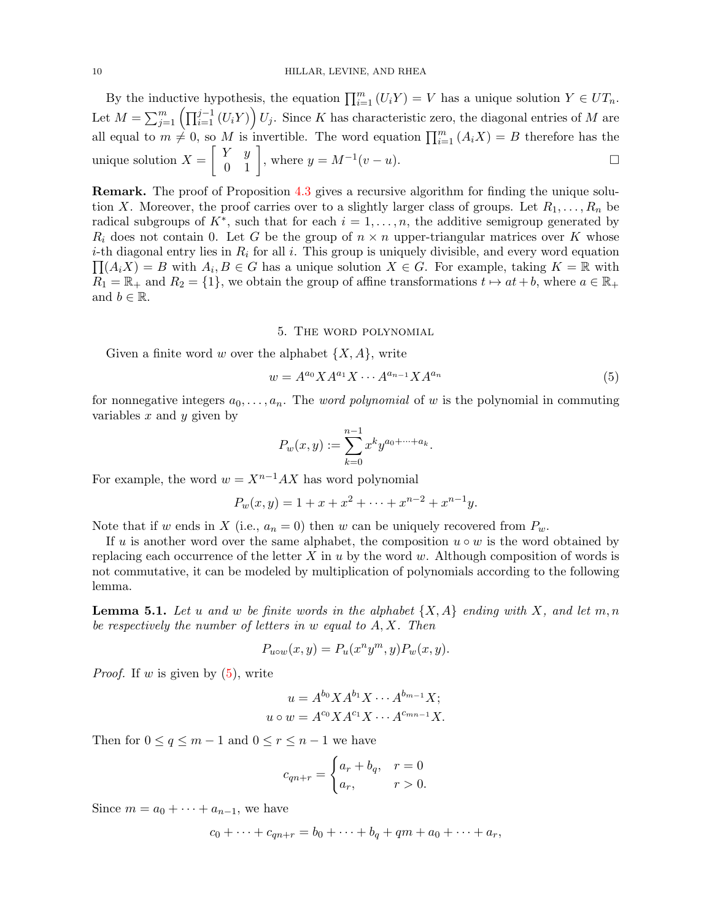By the inductive hypothesis, the equation $\prod_{i=1}^{m} (U_i Y) = V$ has a unique solution $Y \in UT_n$. Let $M = \sum_{j=1}^{m} \left( \prod_{i=1}^{j-1} (U_i Y) \right) U_j$. Since $K$ has characteristic zero, the diagonal entries of $M$ are all equal to $m \neq 0$, so $M$ is invertible. The word equation $\prod_{i=1}^{m} (A_i X) = B$ therefore has the unique solution $X = \begin{bmatrix} Y & y \\ 0 & 1 \end{bmatrix}$, where $y = M^{-1}(v - u)$. □

**Remark.** The proof of Proposition 4.3 gives a recursive algorithm for finding the unique solution $X$. Moreover, the proof carries over to a slightly larger class of groups. Let $R_1, \ldots, R_n$ be radical subgroups of $K^*$, such that for each $i = 1, \ldots, n$, the additive semigroup generated by $R_i$ does not contain 0. Let $G$ be the group of $n \times n$ upper-triangular matrices over $K$ whose $i$-th diagonal entry lies in $R_i$ for all $i$. This group is uniquely divisible, and every word equation $\prod(A_i X) = B$ with $A_i, B \in G$ has a unique solution $X \in G$. For example, taking $K = \mathbb{R}$ with $R_1 = \mathbb{R}_+$ and $R_2 = \{1\}$, we obtain the group of affine transformations $t \mapsto at + b$, where $a \in \mathbb{R}_+$ and $b \in \mathbb{R}$.

## 5. The word polynomial

Given a finite word $w$ over the alphabet $\{X, A\}$, write

$$w = A^{a_0} X A^{a_1} X \cdots A^{a_{n-1}} X A^{a_n} \tag{5}$$

for nonnegative integers $a_0, \ldots, a_n$. The *word polynomial* of $w$ is the polynomial in commuting variables $x$ and $y$ given by

$$P_w(x, y) := \sum_{k=0}^{n-1} x^k y^{a_0 + \cdots + a_k}.$$

For example, the word $w = X^{n-1} A X$ has word polynomial

$$P_w(x, y) = 1 + x + x^2 + \cdots + x^{n-2} + x^{n-1} y.$$

Note that if $w$ ends in $X$ (i.e., $a_n = 0$) then $w$ can be uniquely recovered from $P_w$.

If $u$ is another word over the same alphabet, the composition $u \circ w$ is the word obtained by replacing each occurrence of the letter $X$ in $u$ by the word $w$. Although composition of words is not commutative, it can be modeled by multiplication of polynomials according to the following lemma.

**Lemma 5.1.** *Let $u$ and $w$ be finite words in the alphabet $\{X, A\}$ ending with $X$, and let $m, n$ be respectively the number of letters in $w$ equal to $A, X$. Then*

$$P_{u \circ w}(x, y) = P_u(x^n y^m, y) P_w(x, y).$$

*Proof.* If $w$ is given by (5), write

$$u = A^{b_0} X A^{b_1} X \cdots A^{b_{m-1}} X;$$
$$u \circ w = A^{c_0} X A^{c_1} X \cdots A^{c_{mn-1}} X.$$

Then for $0 \le q \le m-1$ and $0 \le r \le n-1$ we have

$$c_{qn+r} = \begin{cases} a_r + b_q, & r = 0 \\ a_r, & r > 0. \end{cases}$$

Since $m = a_0 + \cdots + a_{n-1}$, we have

$$c_0 + \cdots + c_{qn+r} = b_0 + \cdots + b_q + qm + a_0 + \cdots + a_r,$$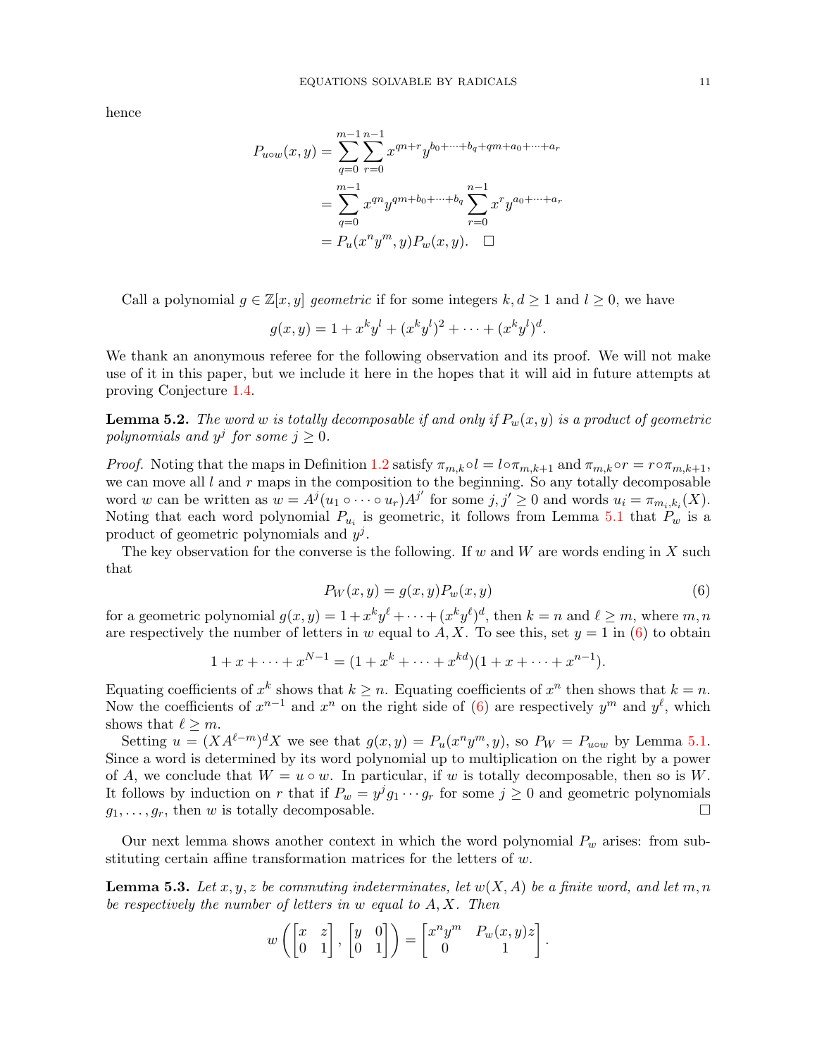hence

$$\begin{aligned}
P_{u\circ w}(x,y) &= \sum_{q=0}^{m-1}\sum_{r=0}^{n-1} x^{qn+r} y^{b_0+\cdots+b_q+qm+a_0+\cdots+a_r} \\
&= \sum_{q=0}^{m-1} x^{qn} y^{qm+b_0+\cdots+b_q} \sum_{r=0}^{n-1} x^r y^{a_0+\cdots+a_r} \\
&= P_u(x^n y^m, y) P_w(x,y). \quad \square
\end{aligned}$$

Call a polynomial $g \in \mathbb{Z}[x,y]$ *geometric* if for some integers $k, d \geq 1$ and $l \geq 0$, we have

$$g(x,y) = 1 + x^k y^l + (x^k y^l)^2 + \cdots + (x^k y^l)^d.$$

We thank an anonymous referee for the following observation and its proof. We will not make use of it in this paper, but we include it here in the hopes that it will aid in future attempts at proving Conjecture 1.4.

**Lemma 5.2.** *The word $w$ is totally decomposable if and only if $P_w(x,y)$ is a product of geometric polynomials and $y^j$ for some $j \geq 0$.*

*Proof.* Noting that the maps in Definition 1.2 satisfy $\pi_{m,k} \circ l = l \circ \pi_{m,k+1}$ and $\pi_{m,k} \circ r = r \circ \pi_{m,k+1}$, we can move all $l$ and $r$ maps in the composition to the beginning. So any totally decomposable word $w$ can be written as $w = A^j (u_1 \circ \cdots \circ u_r) A^{j'}$ for some $j, j' \geq 0$ and words $u_i = \pi_{m_i,k_i}(X)$. Noting that each word polynomial $P_{u_i}$ is geometric, it follows from Lemma 5.1 that $P_w$ is a product of geometric polynomials and $y^j$.

The key observation for the converse is the following. If $w$ and $W$ are words ending in $X$ such that

$$P_W(x,y) = g(x,y) P_w(x,y) \tag{6}$$

for a geometric polynomial $g(x,y) = 1 + x^k y^\ell + \cdots + (x^k y^\ell)^d$, then $k = n$ and $\ell \geq m$, where $m, n$ are respectively the number of letters in $w$ equal to $A, X$. To see this, set $y = 1$ in (6) to obtain

$$1 + x + \cdots + x^{N-1} = (1 + x^k + \cdots + x^{kd})(1 + x + \cdots + x^{n-1}).$$

Equating coefficients of $x^k$ shows that $k \geq n$. Equating coefficients of $x^n$ then shows that $k = n$. Now the coefficients of $x^{n-1}$ and $x^n$ on the right side of (6) are respectively $y^m$ and $y^\ell$, which shows that $\ell \geq m$.

Setting $u = (XA^{\ell-m})^d X$ we see that $g(x,y) = P_u(x^n y^m, y)$, so $P_W = P_{u\circ w}$ by Lemma 5.1. Since a word is determined by its word polynomial up to multiplication on the right by a power of $A$, we conclude that $W = u \circ w$. In particular, if $w$ is totally decomposable, then so is $W$. It follows by induction on $r$ that if $P_w = y^j g_1 \cdots g_r$ for some $j \geq 0$ and geometric polynomials $g_1, \ldots, g_r$, then $w$ is totally decomposable. $\square$

Our next lemma shows another context in which the word polynomial $P_w$ arises: from substituting certain affine transformation matrices for the letters of $w$.

**Lemma 5.3.** *Let $x, y, z$ be commuting indeterminates, let $w(X, A)$ be a finite word, and let $m, n$ be respectively the number of letters in $w$ equal to $A, X$. Then*

$$w\left(\begin{bmatrix} x & z \\ 0 & 1 \end{bmatrix}, \begin{bmatrix} y & 0 \\ 0 & 1 \end{bmatrix}\right) = \begin{bmatrix} x^n y^m & P_w(x,y) z \\ 0 & 1 \end{bmatrix}.$$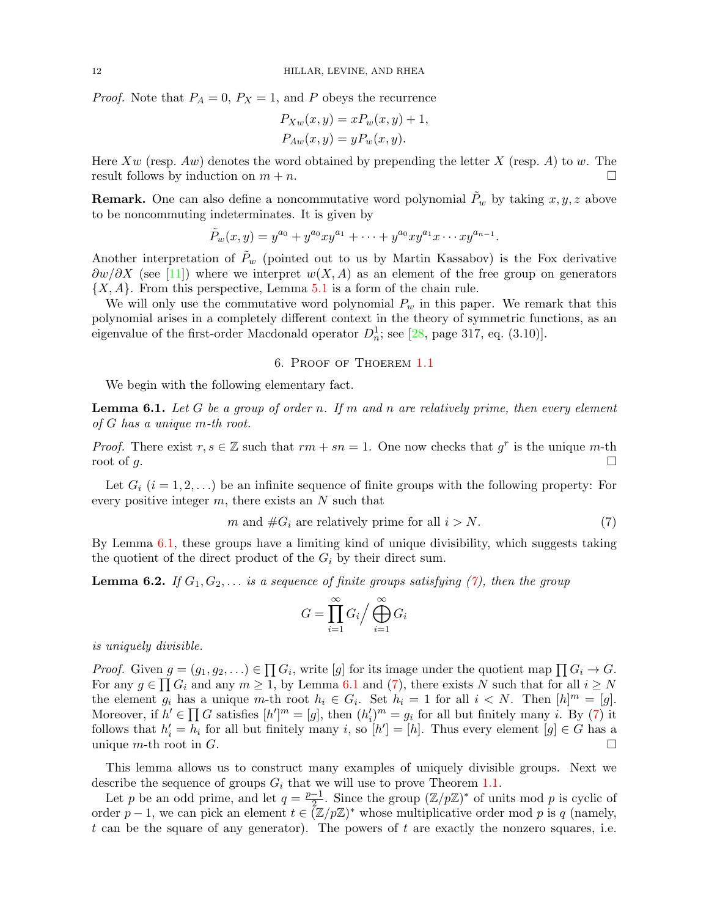*Proof.* Note that $P_A = 0$, $P_X = 1$, and $P$ obeys the recurrence

$$P_{Xw}(x, y) = xP_w(x, y) + 1,$$
$$P_{Aw}(x, y) = yP_w(x, y).$$

Here $Xw$ (resp. $Aw$) denotes the word obtained by prepending the letter $X$ (resp. $A$) to $w$. The result follows by induction on $m + n$. □

**Remark.** One can also define a noncommutative word polynomial $\tilde{P}_w$ by taking $x, y, z$ above to be noncommuting indeterminates. It is given by

$$\tilde{P}_w(x, y) = y^{a_0} + y^{a_0}xy^{a_1} + \cdots + y^{a_0}xy^{a_1}x \cdots xy^{a_{n-1}}.$$

Another interpretation of $\tilde{P}_w$ (pointed out to us by Martin Kassabov) is the Fox derivative $\partial w/\partial X$ (see [11]) where we interpret $w(X, A)$ as an element of the free group on generators $\{X, A\}$. From this perspective, Lemma 5.1 is a form of the chain rule.

We will only use the commutative word polynomial $P_w$ in this paper. We remark that this polynomial arises in a completely different context in the theory of symmetric functions, as an eigenvalue of the first-order Macdonald operator $D_n^1$; see [28, page 317, eq. (3.10)].

## 6. Proof of Theorem 1.1

We begin with the following elementary fact.

**Lemma 6.1.** *Let $G$ be a group of order $n$. If $m$ and $n$ are relatively prime, then every element of $G$ has a unique $m$-th root.*

*Proof.* There exist $r, s \in \mathbb{Z}$ such that $rm + sn = 1$. One now checks that $g^r$ is the unique $m$-th root of $g$. □

Let $G_i$ $(i = 1, 2, \ldots)$ be an infinite sequence of finite groups with the following property: For every positive integer $m$, there exists an $N$ such that

$$m \text{ and } \#G_i \text{ are relatively prime for all } i > N. \tag{7}$$

By Lemma 6.1, these groups have a limiting kind of unique divisibility, which suggests taking the quotient of the direct product of the $G_i$ by their direct sum.

**Lemma 6.2.** *If $G_1, G_2, \ldots$ is a sequence of finite groups satisfying (7), then the group*

$$G = \prod_{i=1}^{\infty} G_i \Big/ \bigoplus_{i=1}^{\infty} G_i$$

*is uniquely divisible.*

*Proof.* Given $g = (g_1, g_2, \ldots) \in \prod G_i$, write $[g]$ for its image under the quotient map $\prod G_i \to G$. For any $g \in \prod G_i$ and any $m \geq 1$, by Lemma 6.1 and (7), there exists $N$ such that for all $i \geq N$ the element $g_i$ has a unique $m$-th root $h_i \in G_i$. Set $h_i = 1$ for all $i < N$. Then $[h]^m = [g]$. Moreover, if $h' \in \prod G$ satisfies $[h']^m = [g]$, then $(h'_i)^m = g_i$ for all but finitely many $i$. By (7) it follows that $h'_i = h_i$ for all but finitely many $i$, so $[h'] = [h]$. Thus every element $[g] \in G$ has a unique $m$-th root in $G$. □

This lemma allows us to construct many examples of uniquely divisible groups. Next we describe the sequence of groups $G_i$ that we will use to prove Theorem 1.1.

Let $p$ be an odd prime, and let $q = \frac{p-1}{2}$. Since the group $(\mathbb{Z}/p\mathbb{Z})^*$ of units mod $p$ is cyclic of order $p - 1$, we can pick an element $t \in (\mathbb{Z}/p\mathbb{Z})^*$ whose multiplicative order mod $p$ is $q$ (namely, $t$ can be the square of any generator). The powers of $t$ are exactly the nonzero squares, i.e.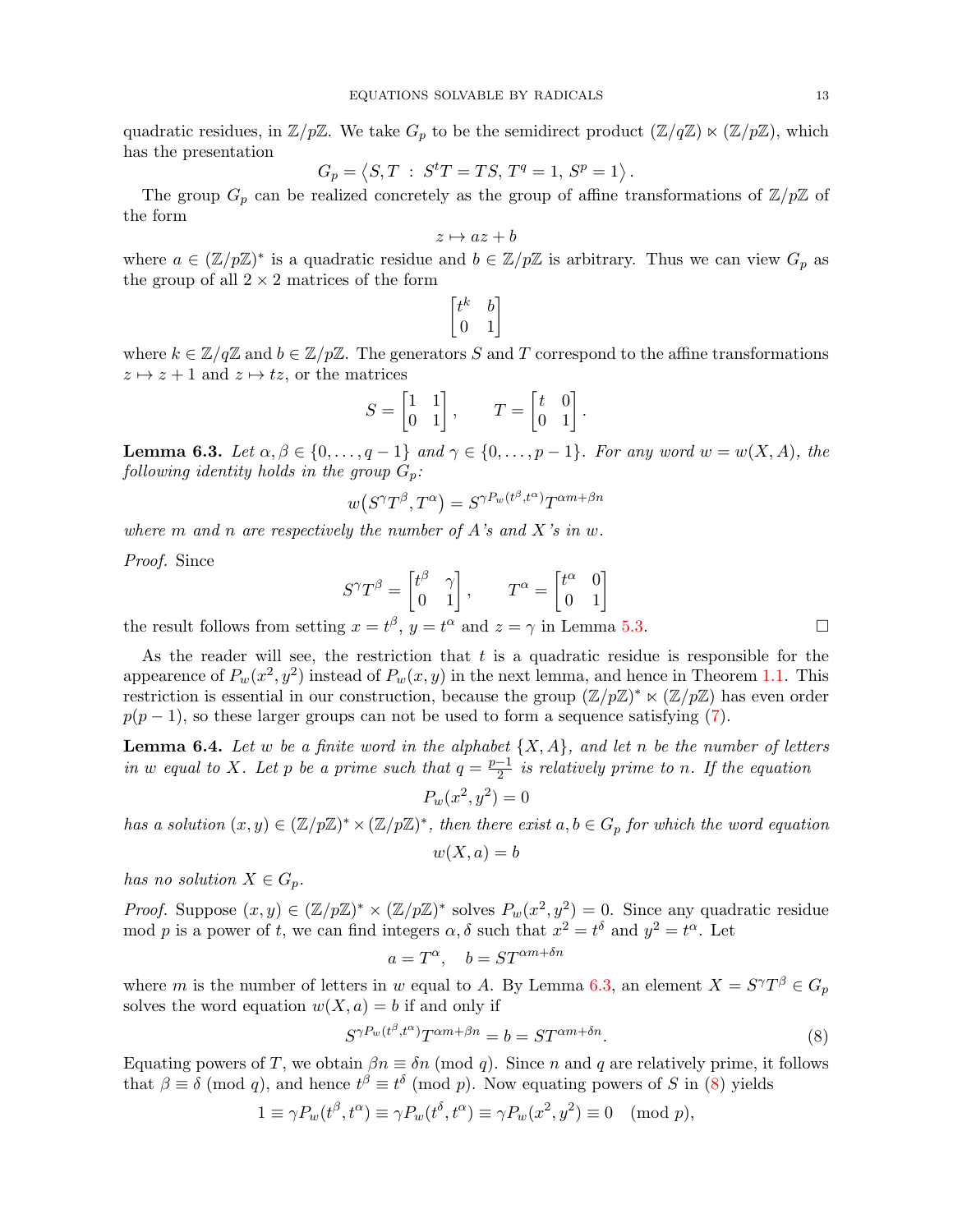quadratic residues, in $\mathbb{Z}/p\mathbb{Z}$. We take $G_p$ to be the semidirect product $(\mathbb{Z}/q\mathbb{Z}) \ltimes (\mathbb{Z}/p\mathbb{Z})$, which has the presentation

$$G_p = \langle S, T \;:\; S^t T = TS,\, T^q = 1,\, S^p = 1 \rangle .$$

The group $G_p$ can be realized concretely as the group of affine transformations of $\mathbb{Z}/p\mathbb{Z}$ of the form

$$z \mapsto az + b$$

where $a \in (\mathbb{Z}/p\mathbb{Z})^*$ is a quadratic residue and $b \in \mathbb{Z}/p\mathbb{Z}$ is arbitrary. Thus we can view $G_p$ as the group of all $2 \times 2$ matrices of the form

$$\begin{bmatrix} t^k & b \\ 0 & 1 \end{bmatrix}$$

where $k \in \mathbb{Z}/q\mathbb{Z}$ and $b \in \mathbb{Z}/p\mathbb{Z}$. The generators $S$ and $T$ correspond to the affine transformations $z \mapsto z+1$ and $z \mapsto tz$, or the matrices

$$S = \begin{bmatrix} 1 & 1 \\ 0 & 1 \end{bmatrix}, \qquad T = \begin{bmatrix} t & 0 \\ 0 & 1 \end{bmatrix}.$$

**Lemma 6.3.** *Let $\alpha, \beta \in \{0, \ldots, q-1\}$ and $\gamma \in \{0, \ldots, p-1\}$. For any word $w = w(X, A)$, the following identity holds in the group $G_p$:*

$$w\big(S^\gamma T^\beta, T^\alpha\big) = S^{\gamma P_w(t^\beta, t^\alpha)} T^{\alpha m + \beta n}$$

*where $m$ and $n$ are respectively the number of $A$'s and $X$'s in $w$.*

*Proof.* Since

$$S^\gamma T^\beta = \begin{bmatrix} t^\beta & \gamma \\ 0 & 1 \end{bmatrix}, \qquad T^\alpha = \begin{bmatrix} t^\alpha & 0 \\ 0 & 1 \end{bmatrix}$$

the result follows from setting $x = t^\beta$, $y = t^\alpha$ and $z = \gamma$ in Lemma 5.3. □

As the reader will see, the restriction that $t$ is a quadratic residue is responsible for the appearence of $P_w(x^2, y^2)$ instead of $P_w(x, y)$ in the next lemma, and hence in Theorem 1.1. This restriction is essential in our construction, because the group $(\mathbb{Z}/p\mathbb{Z})^* \ltimes (\mathbb{Z}/p\mathbb{Z})$ has even order $p(p-1)$, so these larger groups can not be used to form a sequence satisfying (7).

**Lemma 6.4.** *Let $w$ be a finite word in the alphabet $\{X, A\}$, and let $n$ be the number of letters in $w$ equal to $X$. Let $p$ be a prime such that $q = \frac{p-1}{2}$ is relatively prime to $n$. If the equation*

$$P_w(x^2, y^2) = 0$$

*has a solution $(x, y) \in (\mathbb{Z}/p\mathbb{Z})^* \times (\mathbb{Z}/p\mathbb{Z})^*$, then there exist $a, b \in G_p$ for which the word equation*

$$w(X, a) = b$$

*has no solution $X \in G_p$.*

*Proof.* Suppose $(x, y) \in (\mathbb{Z}/p\mathbb{Z})^* \times (\mathbb{Z}/p\mathbb{Z})^*$ solves $P_w(x^2, y^2) = 0$. Since any quadratic residue mod $p$ is a power of $t$, we can find integers $\alpha, \delta$ such that $x^2 = t^\delta$ and $y^2 = t^\alpha$. Let

$$a = T^\alpha, \quad b = ST^{\alpha m + \delta n}$$

where $m$ is the number of letters in $w$ equal to $A$. By Lemma 6.3, an element $X = S^\gamma T^\beta \in G_p$ solves the word equation $w(X, a) = b$ if and only if

$$S^{\gamma P_w(t^\beta, t^\alpha)} T^{\alpha m + \beta n} = b = ST^{\alpha m + \delta n}. \tag{8}$$

Equating powers of $T$, we obtain $\beta n \equiv \delta n \pmod{q}$. Since $n$ and $q$ are relatively prime, it follows that $\beta \equiv \delta \pmod{q}$, and hence $t^\beta \equiv t^\delta \pmod{p}$. Now equating powers of $S$ in (8) yields

$$1 \equiv \gamma P_w(t^\beta, t^\alpha) \equiv \gamma P_w(t^\delta, t^\alpha) \equiv \gamma P_w(x^2, y^2) \equiv 0 \pmod{p},$$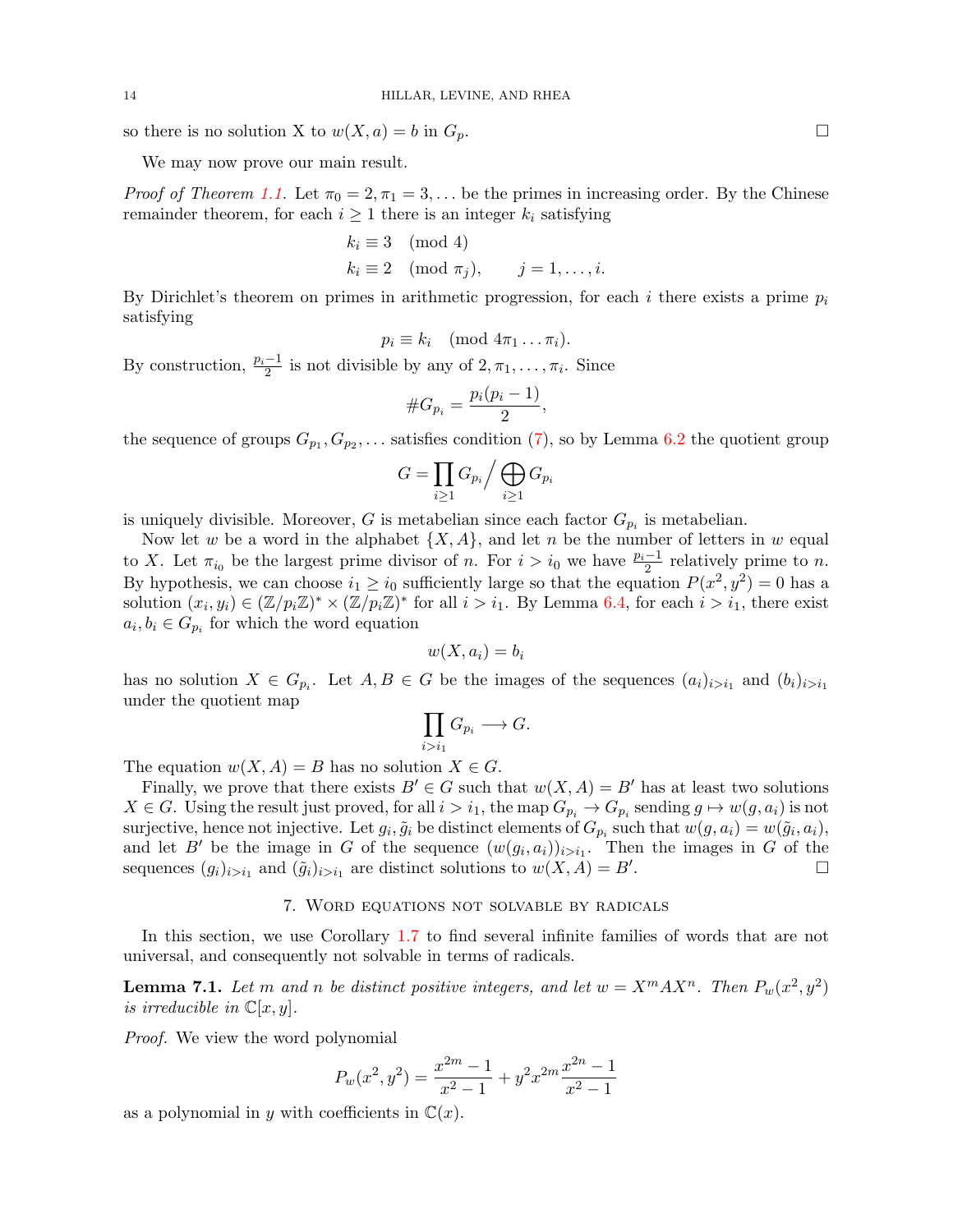so there is no solution X to $w(X, a) = b$ in $G_p$. ∎

We may now prove our main result.

*Proof of Theorem 1.1.* Let $\pi_0 = 2, \pi_1 = 3, \ldots$ be the primes in increasing order. By the Chinese remainder theorem, for each $i \geq 1$ there is an integer $k_i$ satisfying

$$
\begin{aligned}
k_i &\equiv 3 \pmod 4 \\
k_i &\equiv 2 \pmod{\pi_j}, \qquad j = 1, \ldots, i.
\end{aligned}
$$

By Dirichlet's theorem on primes in arithmetic progression, for each $i$ there exists a prime $p_i$ satisfying

$$p_i \equiv k_i \pmod{4\pi_1 \ldots \pi_i}.$$

By construction, $\frac{p_i - 1}{2}$ is not divisible by any of $2, \pi_1, \ldots, \pi_i$. Since

$$\# G_{p_i} = \frac{p_i(p_i - 1)}{2},$$

the sequence of groups $G_{p_1}, G_{p_2}, \ldots$ satisfies condition (7), so by Lemma 6.2 the quotient group

$$G = \prod_{i \geq 1} G_{p_i} \Big/ \bigoplus_{i \geq 1} G_{p_i}$$

is uniquely divisible. Moreover, $G$ is metabelian since each factor $G_{p_i}$ is metabelian.

Now let $w$ be a word in the alphabet $\{X, A\}$, and let $n$ be the number of letters in $w$ equal to $X$. Let $\pi_{i_0}$ be the largest prime divisor of $n$. For $i > i_0$ we have $\frac{p_i - 1}{2}$ relatively prime to $n$. By hypothesis, we can choose $i_1 \geq i_0$ sufficiently large so that the equation $P(x^2, y^2) = 0$ has a solution $(x_i, y_i) \in (\mathbb{Z}/p_i\mathbb{Z})^* \times (\mathbb{Z}/p_i\mathbb{Z})^*$ for all $i > i_1$. By Lemma 6.4, for each $i > i_1$, there exist $a_i, b_i \in G_{p_i}$ for which the word equation

$$w(X, a_i) = b_i$$

has no solution $X \in G_{p_i}$. Let $A, B \in G$ be the images of the sequences $(a_i)_{i > i_1}$ and $(b_i)_{i > i_1}$ under the quotient map

$$\prod_{i > i_1} G_{p_i} \longrightarrow G.$$

The equation $w(X, A) = B$ has no solution $X \in G$.

Finally, we prove that there exists $B' \in G$ such that $w(X, A) = B'$ has at least two solutions $X \in G$. Using the result just proved, for all $i > i_1$, the map $G_{p_i} \to G_{p_i}$ sending $g \mapsto w(g, a_i)$ is not surjective, hence not injective. Let $g_i, \tilde{g}_i$ be distinct elements of $G_{p_i}$ such that $w(g, a_i) = w(\tilde{g}_i, a_i)$, and let $B'$ be the image in $G$ of the sequence $(w(g_i, a_i))_{i > i_1}$. Then the images in $G$ of the sequences $(g_i)_{i > i_1}$ and $(\tilde{g}_i)_{i > i_1}$ are distinct solutions to $w(X, A) = B'$. ∎

## 7. Word equations not solvable by radicals

In this section, we use Corollary 1.7 to find several infinite families of words that are not universal, and consequently not solvable in terms of radicals.

**Lemma 7.1.** *Let $m$ and $n$ be distinct positive integers, and let $w = X^m A X^n$. Then $P_w(x^2, y^2)$ is irreducible in $\mathbb{C}[x, y]$.*

*Proof.* We view the word polynomial

$$P_w(x^2, y^2) = \frac{x^{2m} - 1}{x^2 - 1} + y^2 x^{2m} \frac{x^{2n} - 1}{x^2 - 1}$$

as a polynomial in $y$ with coefficients in $\mathbb{C}(x)$.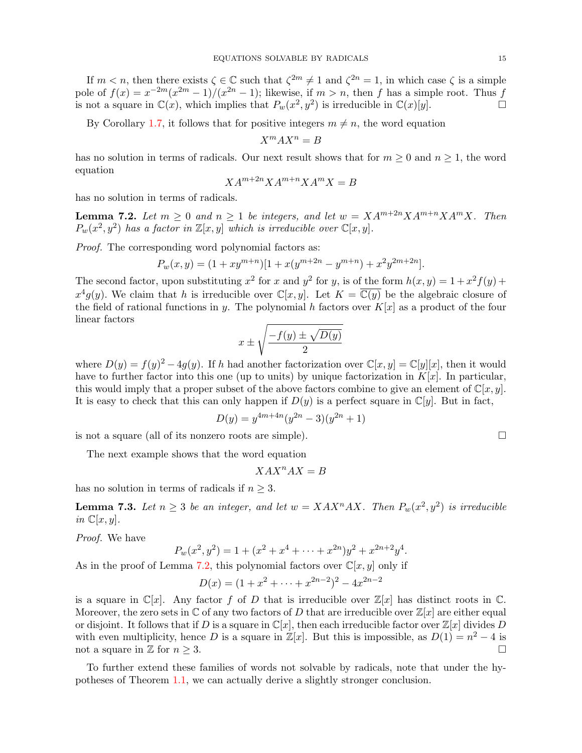If $m < n$, then there exists $\zeta \in \mathbb{C}$ such that $\zeta^{2m} \neq 1$ and $\zeta^{2n} = 1$, in which case $\zeta$ is a simple pole of $f(x) = x^{-2m}(x^{2m} - 1)/(x^{2n} - 1)$; likewise, if $m > n$, then $f$ has a simple root. Thus $f$ is not a square in $\mathbb{C}(x)$, which implies that $P_w(x^2, y^2)$ is irreducible in $\mathbb{C}(x)[y]$. $\square$

By Corollary 1.7, it follows that for positive integers $m \neq n$, the word equation

$$X^m A X^n = B$$

has no solution in terms of radicals. Our next result shows that for $m \geq 0$ and $n \geq 1$, the word equation

$$XA^{m+2n}XA^{m+n}XA^mX = B$$

has no solution in terms of radicals.

**Lemma 7.2.** *Let $m \geq 0$ and $n \geq 1$ be integers, and let $w = XA^{m+2n}XA^{m+n}XA^mX$. Then $P_w(x^2, y^2)$ has a factor in $\mathbb{Z}[x, y]$ which is irreducible over $\mathbb{C}[x, y]$.*

*Proof.* The corresponding word polynomial factors as:

$$P_w(x, y) = (1 + xy^{m+n})[1 + x(y^{m+2n} - y^{m+n}) + x^2y^{2m+2n}].$$

The second factor, upon substituting $x^2$ for $x$ and $y^2$ for $y$, is of the form $h(x, y) = 1 + x^2 f(y) + x^4 g(y)$. We claim that $h$ is irreducible over $\mathbb{C}[x, y]$. Let $K = \overline{\mathbb{C}(y)}$ be the algebraic closure of the field of rational functions in $y$. The polynomial $h$ factors over $K[x]$ as a product of the four linear factors

$$x \pm \sqrt{\frac{-f(y) \pm \sqrt{D(y)}}{2}}$$

where $D(y) = f(y)^2 - 4g(y)$. If $h$ had another factorization over $\mathbb{C}[x, y] = \mathbb{C}[y][x]$, then it would have to further factor into this one (up to units) by unique factorization in $K[x]$. In particular, this would imply that a proper subset of the above factors combine to give an element of $\mathbb{C}[x, y]$. It is easy to check that this can only happen if $D(y)$ is a perfect square in $\mathbb{C}[y]$. But in fact,

$$D(y) = y^{4m+4n}(y^{2n} - 3)(y^{2n} + 1)$$

is not a square (all of its nonzero roots are simple). $\square$

The next example shows that the word equation

$$XAX^nAX = B$$

has no solution in terms of radicals if $n \geq 3$.

**Lemma 7.3.** *Let $n \geq 3$ be an integer, and let $w = XAX^nAX$. Then $P_w(x^2, y^2)$ is irreducible in $\mathbb{C}[x, y]$.*

*Proof.* We have

$$P_w(x^2, y^2) = 1 + (x^2 + x^4 + \cdots + x^{2n})y^2 + x^{2n+2}y^4.$$

As in the proof of Lemma 7.2, this polynomial factors over $\mathbb{C}[x, y]$ only if

$$D(x) = (1 + x^2 + \cdots + x^{2n-2})^2 - 4x^{2n-2}$$

is a square in $\mathbb{C}[x]$. Any factor $f$ of $D$ that is irreducible over $\mathbb{Z}[x]$ has distinct roots in $\mathbb{C}$. Moreover, the zero sets in $\mathbb{C}$ of any two factors of $D$ that are irreducible over $\mathbb{Z}[x]$ are either equal or disjoint. It follows that if $D$ is a square in $\mathbb{C}[x]$, then each irreducible factor over $\mathbb{Z}[x]$ divides $D$ with even multiplicity, hence $D$ is a square in $\mathbb{Z}[x]$. But this is impossible, as $D(1) = n^2 - 4$ is not a square in $\mathbb{Z}$ for $n \geq 3$. $\square$

To further extend these families of words not solvable by radicals, note that under the hypotheses of Theorem 1.1, we can actually derive a slightly stronger conclusion.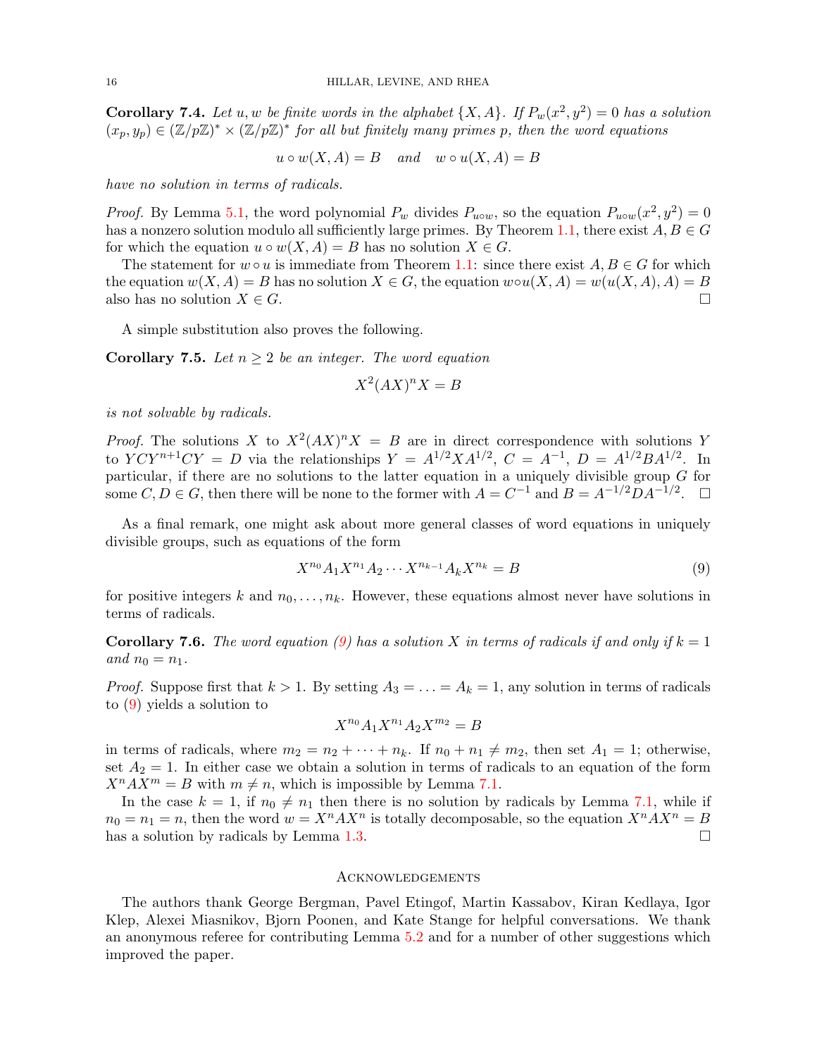**Corollary 7.4.** *Let $u, w$ be finite words in the alphabet $\{X, A\}$. If $P_w(x^2, y^2) = 0$ has a solution $(x_p, y_p) \in (\mathbb{Z}/p\mathbb{Z})^* \times (\mathbb{Z}/p\mathbb{Z})^*$ for all but finitely many primes $p$, then the word equations*

$$u \circ w(X, A) = B \quad \text{and} \quad w \circ u(X, A) = B$$

*have no solution in terms of radicals.*

*Proof.* By Lemma 5.1, the word polynomial $P_w$ divides $P_{u \circ w}$, so the equation $P_{u\circ w}(x^2, y^2) = 0$ has a nonzero solution modulo all sufficiently large primes. By Theorem 1.1, there exist $A, B \in G$ for which the equation $u \circ w(X, A) = B$ has no solution $X \in G$.

The statement for $w \circ u$ is immediate from Theorem 1.1: since there exist $A, B \in G$ for which the equation $w(X, A) = B$ has no solution $X \in G$, the equation $w \circ u(X, A) = w(u(X, A), A) = B$ also has no solution $X \in G$. □

A simple substitution also proves the following.

**Corollary 7.5.** *Let $n \geq 2$ be an integer. The word equation*

$$X^2(AX)^n X = B$$

*is not solvable by radicals.*

*Proof.* The solutions $X$ to $X^2(AX)^n X = B$ are in direct correspondence with solutions $Y$ to $YCY^{n+1}CY = D$ via the relationships $Y = A^{1/2}XA^{1/2}$, $C = A^{-1}$, $D = A^{1/2}BA^{1/2}$. In particular, if there are no solutions to the latter equation in a uniquely divisible group $G$ for some $C, D \in G$, then there will be none to the former with $A = C^{-1}$ and $B = A^{-1/2}DA^{-1/2}$. □

As a final remark, one might ask about more general classes of word equations in uniquely divisible groups, such as equations of the form

$$X^{n_0} A_1 X^{n_1} A_2 \cdots X^{n_{k-1}} A_k X^{n_k} = B \tag{9}$$

for positive integers $k$ and $n_0, \ldots, n_k$. However, these equations almost never have solutions in terms of radicals.

**Corollary 7.6.** *The word equation (9) has a solution $X$ in terms of radicals if and only if $k = 1$ and $n_0 = n_1$.*

*Proof.* Suppose first that $k > 1$. By setting $A_3 = \ldots = A_k = 1$, any solution in terms of radicals to (9) yields a solution to

$$X^{n_0} A_1 X^{n_1} A_2 X^{m_2} = B$$

in terms of radicals, where $m_2 = n_2 + \cdots + n_k$. If $n_0 + n_1 \neq m_2$, then set $A_1 = 1$; otherwise, set $A_2 = 1$. In either case we obtain a solution in terms of radicals to an equation of the form $X^n A X^m = B$ with $m \neq n$, which is impossible by Lemma 7.1.

In the case $k = 1$, if $n_0 \neq n_1$ then there is no solution by radicals by Lemma 7.1, while if $n_0 = n_1 = n$, then the word $w = X^n A X^n$ is totally decomposable, so the equation $X^n A X^n = B$ has a solution by radicals by Lemma 1.3. □

## Acknowledgements

The authors thank George Bergman, Pavel Etingof, Martin Kassabov, Kiran Kedlaya, Igor Klep, Alexei Miasnikov, Bjorn Poonen, and Kate Stange for helpful conversations. We thank an anonymous referee for contributing Lemma 5.2 and for a number of other suggestions which improved the paper.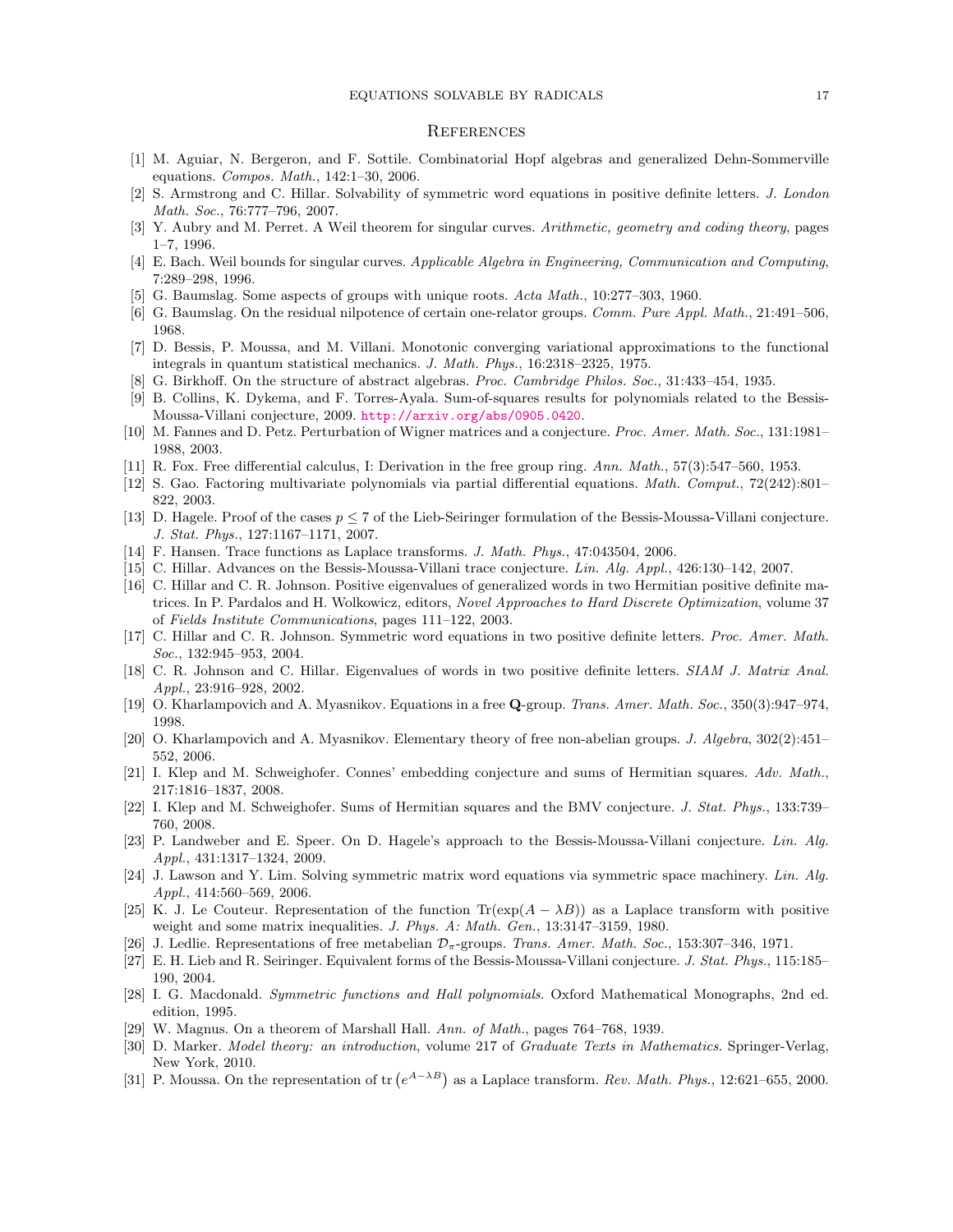## References

[1] M. Aguiar, N. Bergeron, and F. Sottile. Combinatorial Hopf algebras and generalized Dehn-Sommerville equations. *Compos. Math.*, 142:1–30, 2006.

[2] S. Armstrong and C. Hillar. Solvability of symmetric word equations in positive definite letters. *J. London Math. Soc.*, 76:777–796, 2007.

[3] Y. Aubry and M. Perret. A Weil theorem for singular curves. *Arithmetic, geometry and coding theory*, pages 1–7, 1996.

[4] E. Bach. Weil bounds for singular curves. *Applicable Algebra in Engineering, Communication and Computing*, 7:289–298, 1996.

[5] G. Baumslag. Some aspects of groups with unique roots. *Acta Math.*, 10:277–303, 1960.

[6] G. Baumslag. On the residual nilpotence of certain one-relator groups. *Comm. Pure Appl. Math.*, 21:491–506, 1968.

[7] D. Bessis, P. Moussa, and M. Villani. Monotonic converging variational approximations to the functional integrals in quantum statistical mechanics. *J. Math. Phys.*, 16:2318–2325, 1975.

[8] G. Birkhoff. On the structure of abstract algebras. *Proc. Cambridge Philos. Soc.*, 31:433–454, 1935.

[9] B. Collins, K. Dykema, and F. Torres-Ayala. Sum-of-squares results for polynomials related to the Bessis-Moussa-Villani conjecture, 2009. http://arxiv.org/abs/0905.0420.

[10] M. Fannes and D. Petz. Perturbation of Wigner matrices and a conjecture. *Proc. Amer. Math. Soc.*, 131:1981–1988, 2003.

[11] R. Fox. Free differential calculus, I: Derivation in the free group ring. *Ann. Math.*, 57(3):547–560, 1953.

[12] S. Gao. Factoring multivariate polynomials via partial differential equations. *Math. Comput.*, 72(242):801–822, 2003.

[13] D. Hagele. Proof of the cases $p \leq 7$ of the Lieb-Seiringer formulation of the Bessis-Moussa-Villani conjecture. *J. Stat. Phys.*, 127:1167–1171, 2007.

[14] F. Hansen. Trace functions as Laplace transforms. *J. Math. Phys.*, 47:043504, 2006.

[15] C. Hillar. Advances on the Bessis-Moussa-Villani trace conjecture. *Lin. Alg. Appl.*, 426:130–142, 2007.

[16] C. Hillar and C. R. Johnson. Positive eigenvalues of generalized words in two Hermitian positive definite matrices. In P. Pardalos and H. Wolkowicz, editors, *Novel Approaches to Hard Discrete Optimization*, volume 37 of *Fields Institute Communications*, pages 111–122, 2003.

[17] C. Hillar and C. R. Johnson. Symmetric word equations in two positive definite letters. *Proc. Amer. Math. Soc.*, 132:945–953, 2004.

[18] C. R. Johnson and C. Hillar. Eigenvalues of words in two positive definite letters. *SIAM J. Matrix Anal. Appl.*, 23:916–928, 2002.

[19] O. Kharlampovich and A. Myasnikov. Equations in a free **Q**-group. *Trans. Amer. Math. Soc.*, 350(3):947–974, 1998.

[20] O. Kharlampovich and A. Myasnikov. Elementary theory of free non-abelian groups. *J. Algebra*, 302(2):451–552, 2006.

[21] I. Klep and M. Schweighofer. Connes' embedding conjecture and sums of Hermitian squares. *Adv. Math.*, 217:1816–1837, 2008.

[22] I. Klep and M. Schweighofer. Sums of Hermitian squares and the BMV conjecture. *J. Stat. Phys.*, 133:739–760, 2008.

[23] P. Landweber and E. Speer. On D. Hagele's approach to the Bessis-Moussa-Villani conjecture. *Lin. Alg. Appl.*, 431:1317–1324, 2009.

[24] J. Lawson and Y. Lim. Solving symmetric matrix word equations via symmetric space machinery. *Lin. Alg. Appl.*, 414:560–569, 2006.

[25] K. J. Le Couteur. Representation of the function $\mathrm{Tr}(\exp(A - \lambda B))$ as a Laplace transform with positive weight and some matrix inequalities. *J. Phys. A: Math. Gen.*, 13:3147–3159, 1980.

[26] J. Ledlie. Representations of free metabelian $\mathcal{D}_\pi$-groups. *Trans. Amer. Math. Soc.*, 153:307–346, 1971.

[27] E. H. Lieb and R. Seiringer. Equivalent forms of the Bessis-Moussa-Villani conjecture. *J. Stat. Phys.*, 115:185–190, 2004.

[28] I. G. Macdonald. *Symmetric functions and Hall polynomials*. Oxford Mathematical Monographs, 2nd ed. edition, 1995.

[29] W. Magnus. On a theorem of Marshall Hall. *Ann. of Math.*, pages 764–768, 1939.

[30] D. Marker. *Model theory: an introduction*, volume 217 of *Graduate Texts in Mathematics*. Springer-Verlag, New York, 2010.

[31] P. Moussa. On the representation of $\mathrm{tr}\left(e^{A-\lambda B}\right)$ as a Laplace transform. *Rev. Math. Phys.*, 12:621–655, 2000.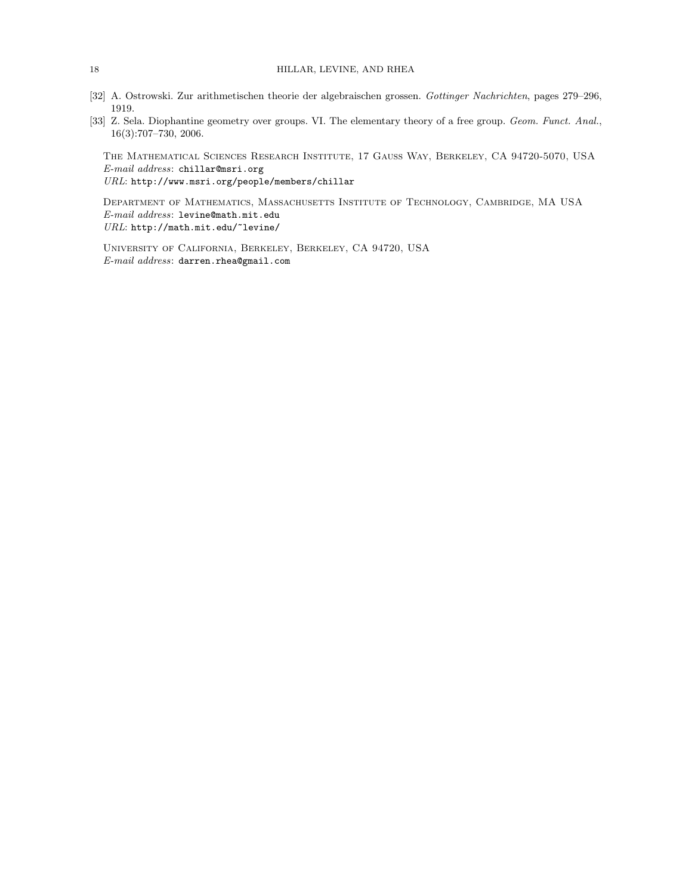[32] A. Ostrowski. Zur arithmetischen theorie der algebraischen grossen. *Gottinger Nachrichten*, pages 279–296, 1919.

[33] Z. Sela. Diophantine geometry over groups. VI. The elementary theory of a free group. *Geom. Funct. Anal.*, 16(3):707–730, 2006.

The Mathematical Sciences Research Institute, 17 Gauss Way, Berkeley, CA 94720-5070, USA
*E-mail address*: `chillar@msri.org`
*URL*: `http://www.msri.org/people/members/chillar`

Department of Mathematics, Massachusetts Institute of Technology, Cambridge, MA USA
*E-mail address*: `levine@math.mit.edu`
*URL*: `http://math.mit.edu/~levine/`

University of California, Berkeley, Berkeley, CA 94720, USA
*E-mail address*: `darren.rhea@gmail.com`